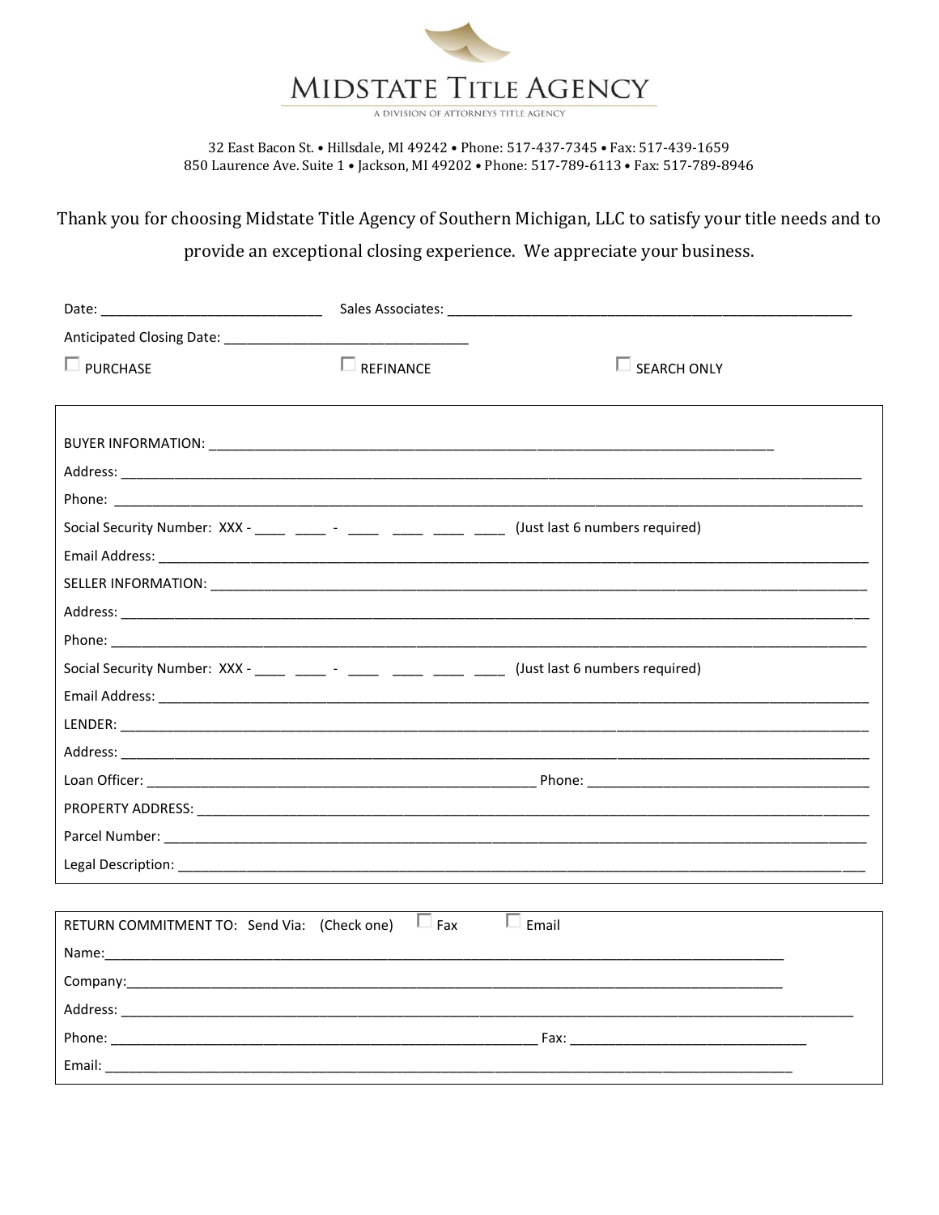# MIDSTATE TITLE AGENCY

A DIVISION OF ATTORNEYS TITLE AGENCY

32 East Bacon St. • Hillsdale, MI 49242 • Phone: 517-437-7345 • Fax: 517-439-1659
850 Laurence Ave. Suite 1 • Jackson, MI 49202 • Phone: 517-789-6113 • Fax: 517-789-8946

Thank you for choosing Midstate Title Agency of Southern Michigan, LLC to satisfy your title needs and to provide an exceptional closing experience. We appreciate your business.

Date: ______________________________ Sales Associates: ________________________________________________________

Anticipated Closing Date: ________________________________

☐ PURCHASE ☐ REFINANCE ☐ SEARCH ONLY

BUYER INFORMATION: ______________________________________________________________________________

Address: ______________________________________________________________________________________________

Phone: ________________________________________________________________________________________________

Social Security Number: XXX - ____ ____ - ____ ____ ____ ____ (Just last 6 numbers required)

Email Address: _________________________________________________________________________________________

SELLER INFORMATION: ___________________________________________________________________________________

Address: ______________________________________________________________________________________________

Phone: ________________________________________________________________________________________________

Social Security Number: XXX - ____ ____ - ____ ____ ____ ____ (Just last 6 numbers required)

Email Address: _________________________________________________________________________________________

LENDER: _______________________________________________________________________________________________

Address: ______________________________________________________________________________________________

Loan Officer: ____________________________________________________ Phone: _______________________________________

PROPERTY ADDRESS: _____________________________________________________________________________________

Parcel Number: _________________________________________________________________________________________

Legal Description: ______________________________________________________________________________________

RETURN COMMITMENT TO: Send Via: (Check one) ☐ Fax ☐ Email

Name: ________________________________________________________________________________________________

Company: _____________________________________________________________________________________________

Address: ______________________________________________________________________________________________

Phone: ___________________________________________________________ Fax: __________________________________

Email: ________________________________________________________________________________________________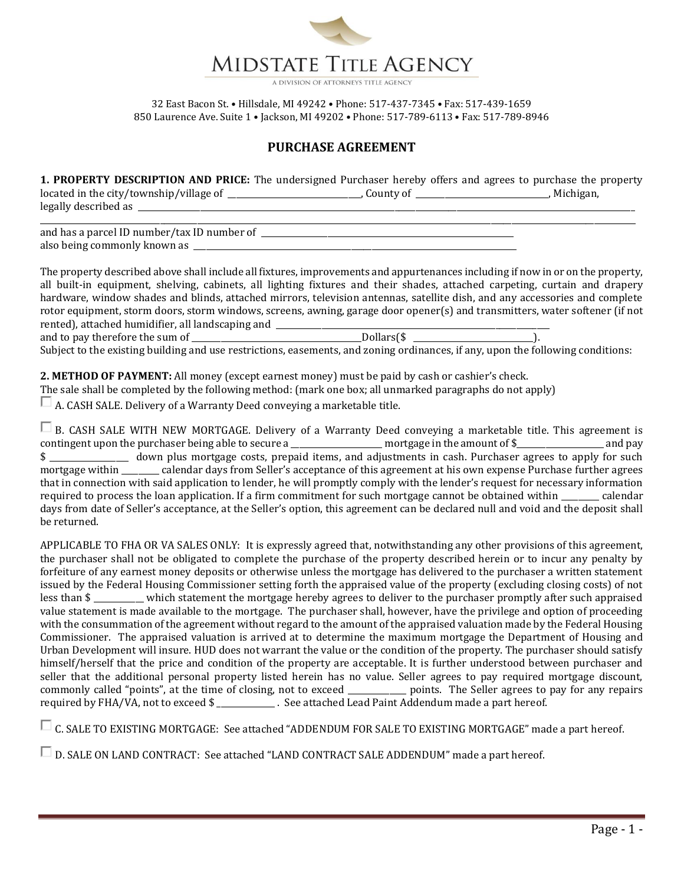# MIDSTATE TITLE AGENCY

A DIVISION OF ATTORNEYS TITLE AGENCY

32 East Bacon St. • Hillsdale, MI 49242 • Phone: 517-437-7345 • Fax: 517-439-1659
850 Laurence Ave. Suite 1 • Jackson, MI 49202 • Phone: 517-789-6113 • Fax: 517-789-8946

## PURCHASE AGREEMENT

**1. PROPERTY DESCRIPTION AND PRICE:** The undersigned Purchaser hereby offers and agrees to purchase the property located in the city/township/village of ________________________________, County of ________________________________, Michigan, legally described as ____________________________________________________________________________________________________________
____________________________________________________________________________________________________________
and has a parcel ID number/tax ID number of ________________________________________________________
also being commonly known as ________________________________________________________________________

The property described above shall include all fixtures, improvements and appurtenances including if now in or on the property, all built-in equipment, shelving, cabinets, all lighting fixtures and their shades, attached carpeting, curtain and drapery hardware, window shades and blinds, attached mirrors, television antennas, satellite dish, and any accessories and complete rotor equipment, storm doors, storm windows, screens, awning, garage door opener(s) and transmitters, water softener (if not rented), attached humidifier, all landscaping and ________________________________________________________________
and to pay therefore the sum of ________________________________________Dollars($ ______________________________).
Subject to the existing building and use restrictions, easements, and zoning ordinances, if any, upon the following conditions:

**2. METHOD OF PAYMENT:** All money (except earnest money) must be paid by cash or cashier's check.
The sale shall be completed by the following method: (mark one box; all unmarked paragraphs do not apply)

☐ A. CASH SALE. Delivery of a Warranty Deed conveying a marketable title.

☐ B. CASH SALE WITH NEW MORTGAGE. Delivery of a Warranty Deed conveying a marketable title. This agreement is contingent upon the purchaser being able to secure a ______________________ mortgage in the amount of $______________________ and pay $ _____________________ down plus mortgage costs, prepaid items, and adjustments in cash. Purchaser agrees to apply for such mortgage within _________ calendar days from Seller's acceptance of this agreement at his own expense Purchase further agrees that in connection with said application to lender, he will promptly comply with the lender's request for necessary information required to process the loan application. If a firm commitment for such mortgage cannot be obtained within _________ calendar days from date of Seller's acceptance, at the Seller's option, this agreement can be declared null and void and the deposit shall be returned.

APPLICABLE TO FHA OR VA SALES ONLY: It is expressly agreed that, notwithstanding any other provisions of this agreement, the purchaser shall not be obligated to complete the purchase of the property described herein or to incur any penalty by forfeiture of any earnest money deposits or otherwise unless the mortgage has delivered to the purchaser a written statement issued by the Federal Housing Commissioner setting forth the appraised value of the property (excluding closing costs) of not less than $ ____________ which statement the mortgage hereby agrees to deliver to the purchaser promptly after such appraised value statement is made available to the mortgage. The purchaser shall, however, have the privilege and option of proceeding with the consummation of the agreement without regard to the amount of the appraised valuation made by the Federal Housing Commissioner. The appraised valuation is arrived at to determine the maximum mortgage the Department of Housing and Urban Development will insure. HUD does not warrant the value or the condition of the property. The purchaser should satisfy himself/herself that the price and condition of the property are acceptable. It is further understood between purchaser and seller that the additional personal property listed herein has no value. Seller agrees to pay required mortgage discount, commonly called "points", at the time of closing, not to exceed ______________ points. The Seller agrees to pay for any repairs required by FHA/VA, not to exceed $ ______________ . See attached Lead Paint Addendum made a part hereof.

☐ C. SALE TO EXISTING MORTGAGE: See attached "ADDENDUM FOR SALE TO EXISTING MORTGAGE" made a part hereof.

☐ D. SALE ON LAND CONTRACT: See attached "LAND CONTRACT SALE ADDENDUM" made a part hereof.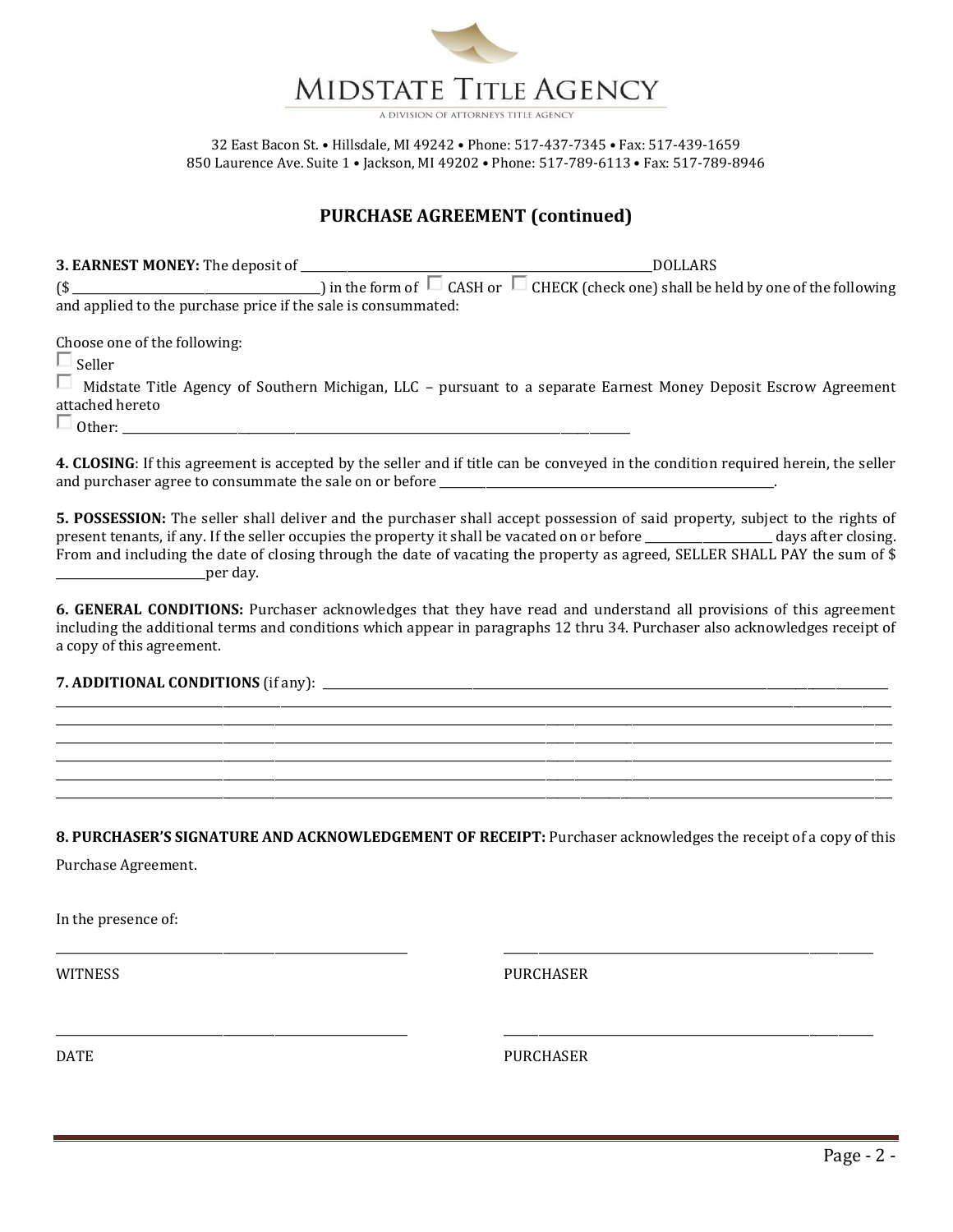# MIDSTATE TITLE AGENCY

A DIVISION OF ATTORNEYS TITLE AGENCY

32 East Bacon St. • Hillsdale, MI 49242 • Phone: 517-437-7345 • Fax: 517-439-1659
850 Laurence Ave. Suite 1 • Jackson, MI 49202 • Phone: 517-789-6113 • Fax: 517-789-8946

## PURCHASE AGREEMENT (continued)

**3. EARNEST MONEY:** The deposit of ______________________________ DOLLARS ($ ______________________) in the form of ☐ CASH or ☐ CHECK (check one) shall be held by one of the following and applied to the purchase price if the sale is consummated:

Choose one of the following:

☐ Seller

☐ Midstate Title Agency of Southern Michigan, LLC – pursuant to a separate Earnest Money Deposit Escrow Agreement attached hereto

☐ Other: ______________________________________________

**4. CLOSING**: If this agreement is accepted by the seller and if title can be conveyed in the condition required herein, the seller and purchaser agree to consummate the sale on or before ______________________________.

**5. POSSESSION:** The seller shall deliver and the purchaser shall accept possession of said property, subject to the rights of present tenants, if any. If the seller occupies the property it shall be vacated on or before ____________ days after closing. From and including the date of closing through the date of vacating the property as agreed, SELLER SHALL PAY the sum of $ ______________ per day.

**6. GENERAL CONDITIONS:** Purchaser acknowledges that they have read and understand all provisions of this agreement including the additional terms and conditions which appear in paragraphs 12 thru 34. Purchaser also acknowledges receipt of a copy of this agreement.

**7. ADDITIONAL CONDITIONS** (if any): ______________________________________________

______________________________________________________________________________

______________________________________________________________________________

______________________________________________________________________________

______________________________________________________________________________

______________________________________________________________________________

______________________________________________________________________________

**8. PURCHASER'S SIGNATURE AND ACKNOWLEDGEMENT OF RECEIPT:** Purchaser acknowledges the receipt of a copy of this Purchase Agreement.

In the presence of:

______________________________ &nbsp;&nbsp;&nbsp;&nbsp; ______________________________

WITNESS &nbsp;&nbsp;&nbsp;&nbsp; PURCHASER

______________________________ &nbsp;&nbsp;&nbsp;&nbsp; ______________________________

DATE &nbsp;&nbsp;&nbsp;&nbsp; PURCHASER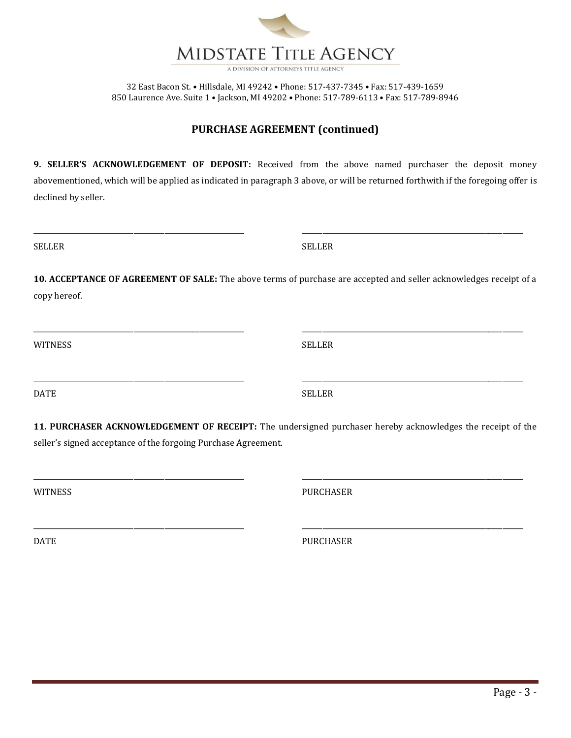MIDSTATE TITLE AGENCY

A DIVISION OF ATTORNEYS TITLE AGENCY

32 East Bacon St. • Hillsdale, MI 49242 • Phone: 517-437-7345 • Fax: 517-439-1659
850 Laurence Ave. Suite 1 • Jackson, MI 49202 • Phone: 517-789-6113 • Fax: 517-789-8946

## PURCHASE AGREEMENT (continued)

**9. SELLER'S ACKNOWLEDGEMENT OF DEPOSIT:** Received from the above named purchaser the deposit money abovementioned, which will be applied as indicated in paragraph 3 above, or will be returned forthwith if the foregoing offer is declined by seller.

| ______________________________ | ______________________________ |
|---|---|
| SELLER | SELLER |

**10. ACCEPTANCE OF AGREEMENT OF SALE:** The above terms of purchase are accepted and seller acknowledges receipt of a copy hereof.

| ______________________________ | ______________________________ |
|---|---|
| WITNESS | SELLER |
| ______________________________ | ______________________________ |
| DATE | SELLER |

**11. PURCHASER ACKNOWLEDGEMENT OF RECEIPT:** The undersigned purchaser hereby acknowledges the receipt of the seller's signed acceptance of the forgoing Purchase Agreement.

| ______________________________ | ______________________________ |
|---|---|
| WITNESS | PURCHASER |
| ______________________________ | ______________________________ |
| DATE | PURCHASER |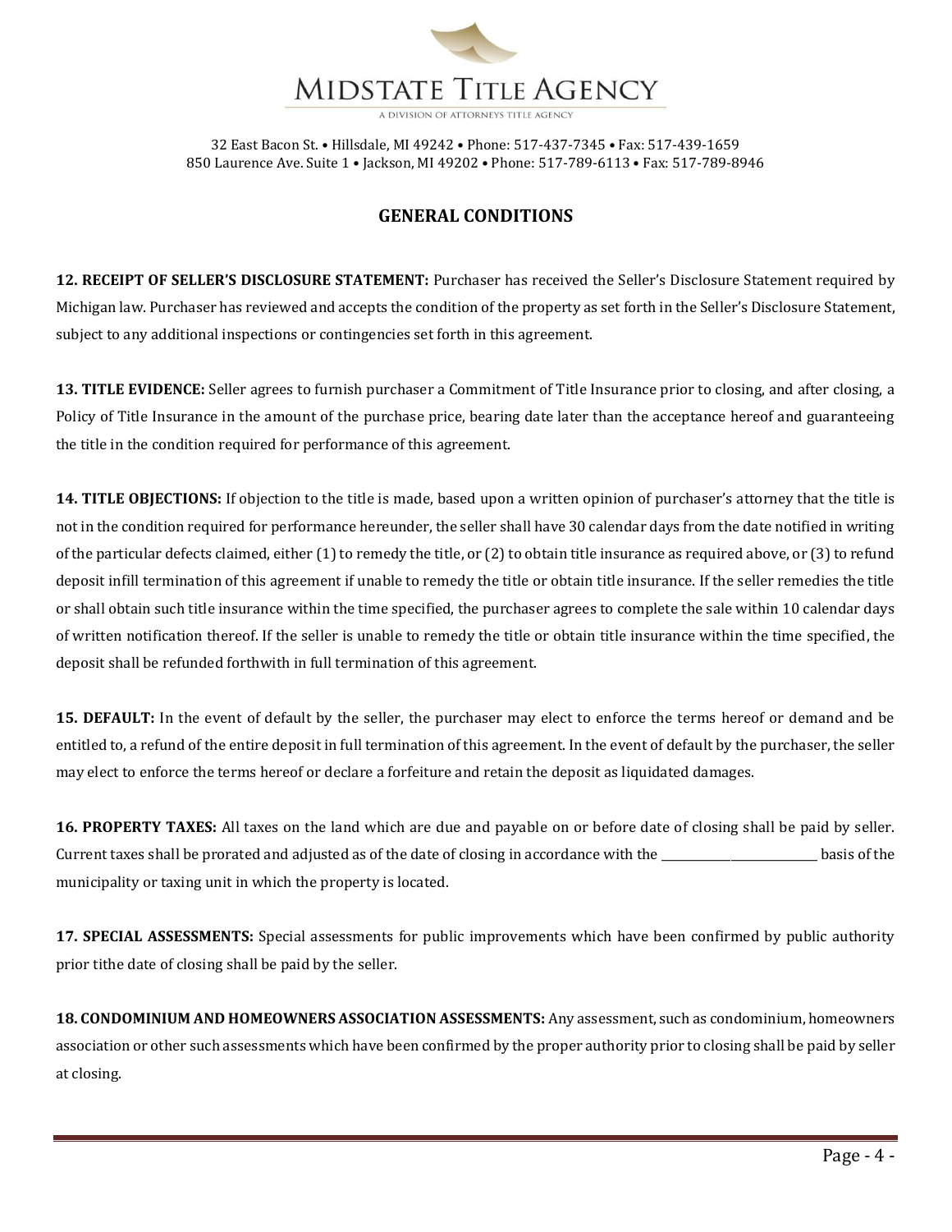MIDSTATE TITLE AGENCY

A DIVISION OF ATTORNEYS TITLE AGENCY

32 East Bacon St. • Hillsdale, MI 49242 • Phone: 517-437-7345 • Fax: 517-439-1659
850 Laurence Ave. Suite 1 • Jackson, MI 49202 • Phone: 517-789-6113 • Fax: 517-789-8946

## GENERAL CONDITIONS

**12. RECEIPT OF SELLER'S DISCLOSURE STATEMENT:** Purchaser has received the Seller's Disclosure Statement required by Michigan law. Purchaser has reviewed and accepts the condition of the property as set forth in the Seller's Disclosure Statement, subject to any additional inspections or contingencies set forth in this agreement.

**13. TITLE EVIDENCE:** Seller agrees to furnish purchaser a Commitment of Title Insurance prior to closing, and after closing, a Policy of Title Insurance in the amount of the purchase price, bearing date later than the acceptance hereof and guaranteeing the title in the condition required for performance of this agreement.

**14. TITLE OBJECTIONS:** If objection to the title is made, based upon a written opinion of purchaser's attorney that the title is not in the condition required for performance hereunder, the seller shall have 30 calendar days from the date notified in writing of the particular defects claimed, either (1) to remedy the title, or (2) to obtain title insurance as required above, or (3) to refund deposit infill termination of this agreement if unable to remedy the title or obtain title insurance. If the seller remedies the title or shall obtain such title insurance within the time specified, the purchaser agrees to complete the sale within 10 calendar days of written notification thereof. If the seller is unable to remedy the title or obtain title insurance within the time specified, the deposit shall be refunded forthwith in full termination of this agreement.

**15. DEFAULT:** In the event of default by the seller, the purchaser may elect to enforce the terms hereof or demand and be entitled to, a refund of the entire deposit in full termination of this agreement. In the event of default by the purchaser, the seller may elect to enforce the terms hereof or declare a forfeiture and retain the deposit as liquidated damages.

**16. PROPERTY TAXES:** All taxes on the land which are due and payable on or before date of closing shall be paid by seller. Current taxes shall be prorated and adjusted as of the date of closing in accordance with the ____________________________ basis of the municipality or taxing unit in which the property is located.

**17. SPECIAL ASSESSMENTS:** Special assessments for public improvements which have been confirmed by public authority prior tithe date of closing shall be paid by the seller.

**18. CONDOMINIUM AND HOMEOWNERS ASSOCIATION ASSESSMENTS:** Any assessment, such as condominium, homeowners association or other such assessments which have been confirmed by the proper authority prior to closing shall be paid by seller at closing.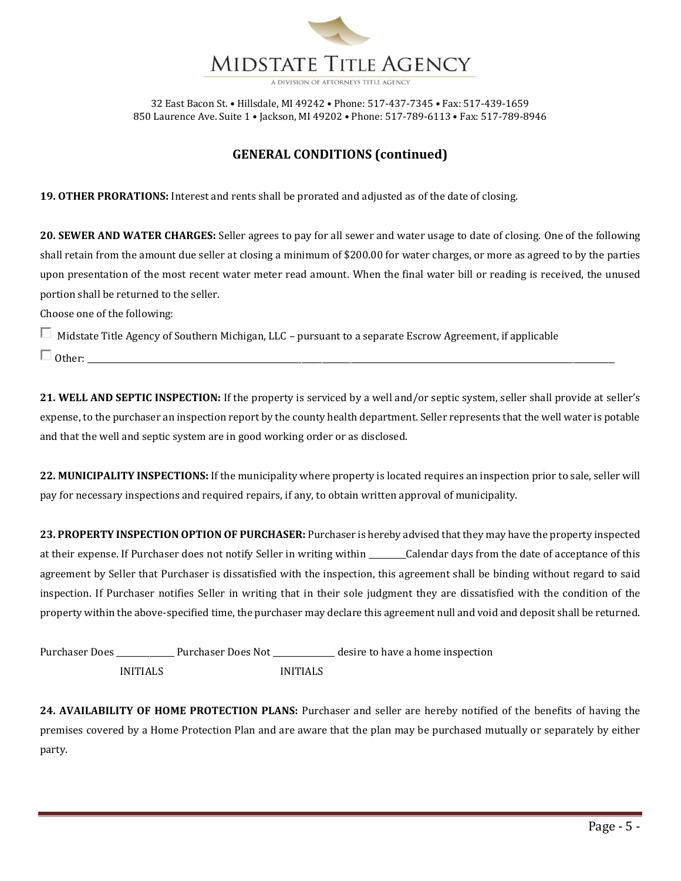# MIDSTATE TITLE AGENCY

A DIVISION OF ATTORNEYS TITLE AGENCY

32 East Bacon St. • Hillsdale, MI 49242 • Phone: 517-437-7345 • Fax: 517-439-1659
850 Laurence Ave. Suite 1 • Jackson, MI 49202 • Phone: 517-789-6113 • Fax: 517-789-8946

## GENERAL CONDITIONS (continued)

**19. OTHER PRORATIONS:** Interest and rents shall be prorated and adjusted as of the date of closing.

**20. SEWER AND WATER CHARGES:** Seller agrees to pay for all sewer and water usage to date of closing. One of the following shall retain from the amount due seller at closing a minimum of $200.00 for water charges, or more as agreed to by the parties upon presentation of the most recent water meter read amount. When the final water bill or reading is received, the unused portion shall be returned to the seller.

Choose one of the following:

☐ Midstate Title Agency of Southern Michigan, LLC – pursuant to a separate Escrow Agreement, if applicable

☐ Other: ______________________________________________________________________________

**21. WELL AND SEPTIC INSPECTION:** If the property is serviced by a well and/or septic system, seller shall provide at seller's expense, to the purchaser an inspection report by the county health department. Seller represents that the well water is potable and that the well and septic system are in good working order or as disclosed.

**22. MUNICIPALITY INSPECTIONS:** If the municipality where property is located requires an inspection prior to sale, seller will pay for necessary inspections and required repairs, if any, to obtain written approval of municipality.

**23. PROPERTY INSPECTION OPTION OF PURCHASER:** Purchaser is hereby advised that they may have the property inspected at their expense. If Purchaser does not notify Seller in writing within _________Calendar days from the date of acceptance of this agreement by Seller that Purchaser is dissatisfied with the inspection, this agreement shall be binding without regard to said inspection. If Purchaser notifies Seller in writing that in their sole judgment they are dissatisfied with the condition of the property within the above-specified time, the purchaser may declare this agreement null and void and deposit shall be returned.

Purchaser Does _____________ Purchaser Does Not _____________ desire to have a home inspection
INITIALS INITIALS

**24. AVAILABILITY OF HOME PROTECTION PLANS:** Purchaser and seller are hereby notified of the benefits of having the premises covered by a Home Protection Plan and are aware that the plan may be purchased mutually or separately by either party.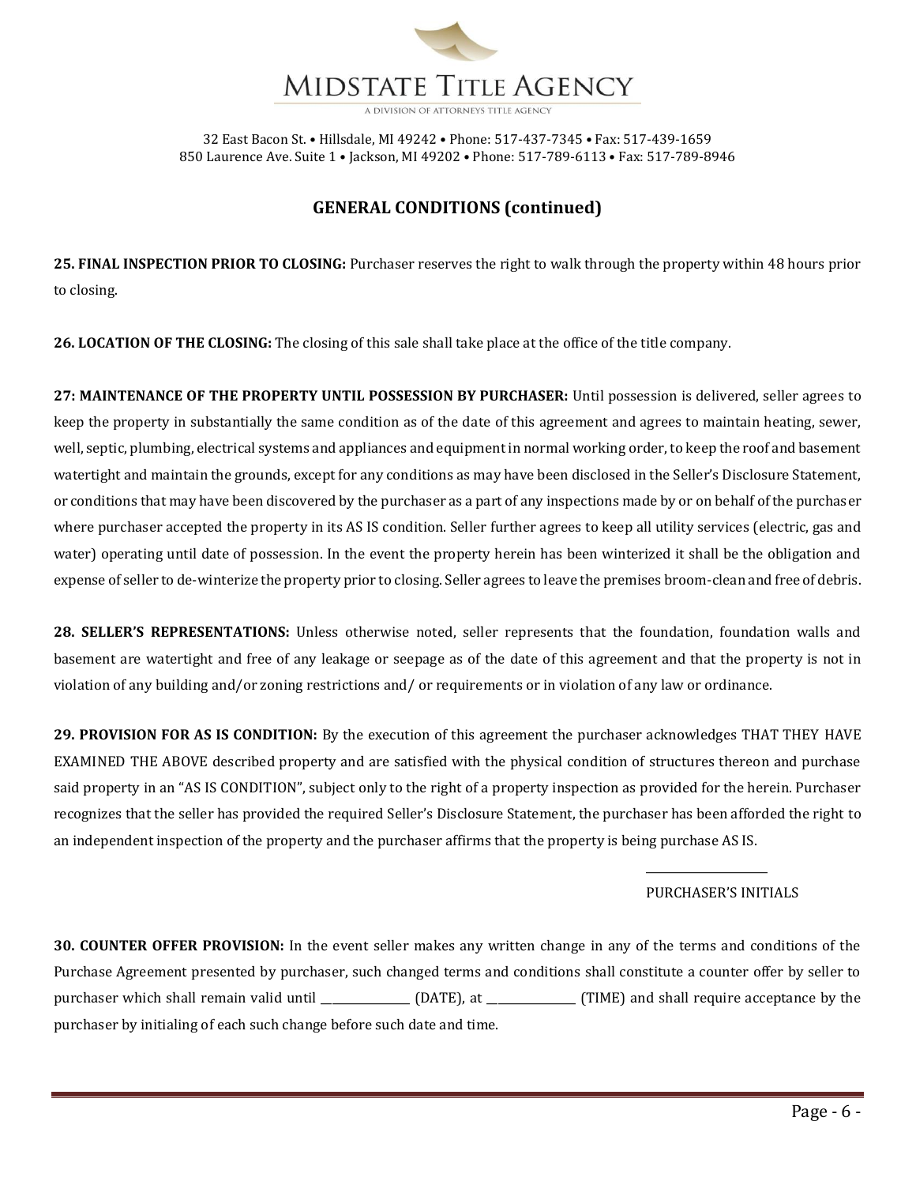# MIDSTATE TITLE AGENCY

A DIVISION OF ATTORNEYS TITLE AGENCY

32 East Bacon St. • Hillsdale, MI 49242 • Phone: 517-437-7345 • Fax: 517-439-1659
850 Laurence Ave. Suite 1 • Jackson, MI 49202 • Phone: 517-789-6113 • Fax: 517-789-8946

## GENERAL CONDITIONS (continued)

**25. FINAL INSPECTION PRIOR TO CLOSING:** Purchaser reserves the right to walk through the property within 48 hours prior to closing.

**26. LOCATION OF THE CLOSING:** The closing of this sale shall take place at the office of the title company.

**27: MAINTENANCE OF THE PROPERTY UNTIL POSSESSION BY PURCHASER:** Until possession is delivered, seller agrees to keep the property in substantially the same condition as of the date of this agreement and agrees to maintain heating, sewer, well, septic, plumbing, electrical systems and appliances and equipment in normal working order, to keep the roof and basement watertight and maintain the grounds, except for any conditions as may have been disclosed in the Seller's Disclosure Statement, or conditions that may have been discovered by the purchaser as a part of any inspections made by or on behalf of the purchaser where purchaser accepted the property in its AS IS condition. Seller further agrees to keep all utility services (electric, gas and water) operating until date of possession. In the event the property herein has been winterized it shall be the obligation and expense of seller to de-winterize the property prior to closing. Seller agrees to leave the premises broom-clean and free of debris.

**28. SELLER'S REPRESENTATIONS:** Unless otherwise noted, seller represents that the foundation, foundation walls and basement are watertight and free of any leakage or seepage as of the date of this agreement and that the property is not in violation of any building and/or zoning restrictions and/ or requirements or in violation of any law or ordinance.

**29. PROVISION FOR AS IS CONDITION:** By the execution of this agreement the purchaser acknowledges THAT THEY HAVE EXAMINED THE ABOVE described property and are satisfied with the physical condition of structures thereon and purchase said property in an "AS IS CONDITION", subject only to the right of a property inspection as provided for the herein. Purchaser recognizes that the seller has provided the required Seller's Disclosure Statement, the purchaser has been afforded the right to an independent inspection of the property and the purchaser affirms that the property is being purchase AS IS.

____________________
PURCHASER'S INITIALS

**30. COUNTER OFFER PROVISION:** In the event seller makes any written change in any of the terms and conditions of the Purchase Agreement presented by purchaser, such changed terms and conditions shall constitute a counter offer by seller to purchaser which shall remain valid until _______________ (DATE), at _______________ (TIME) and shall require acceptance by the purchaser by initialing of each such change before such date and time.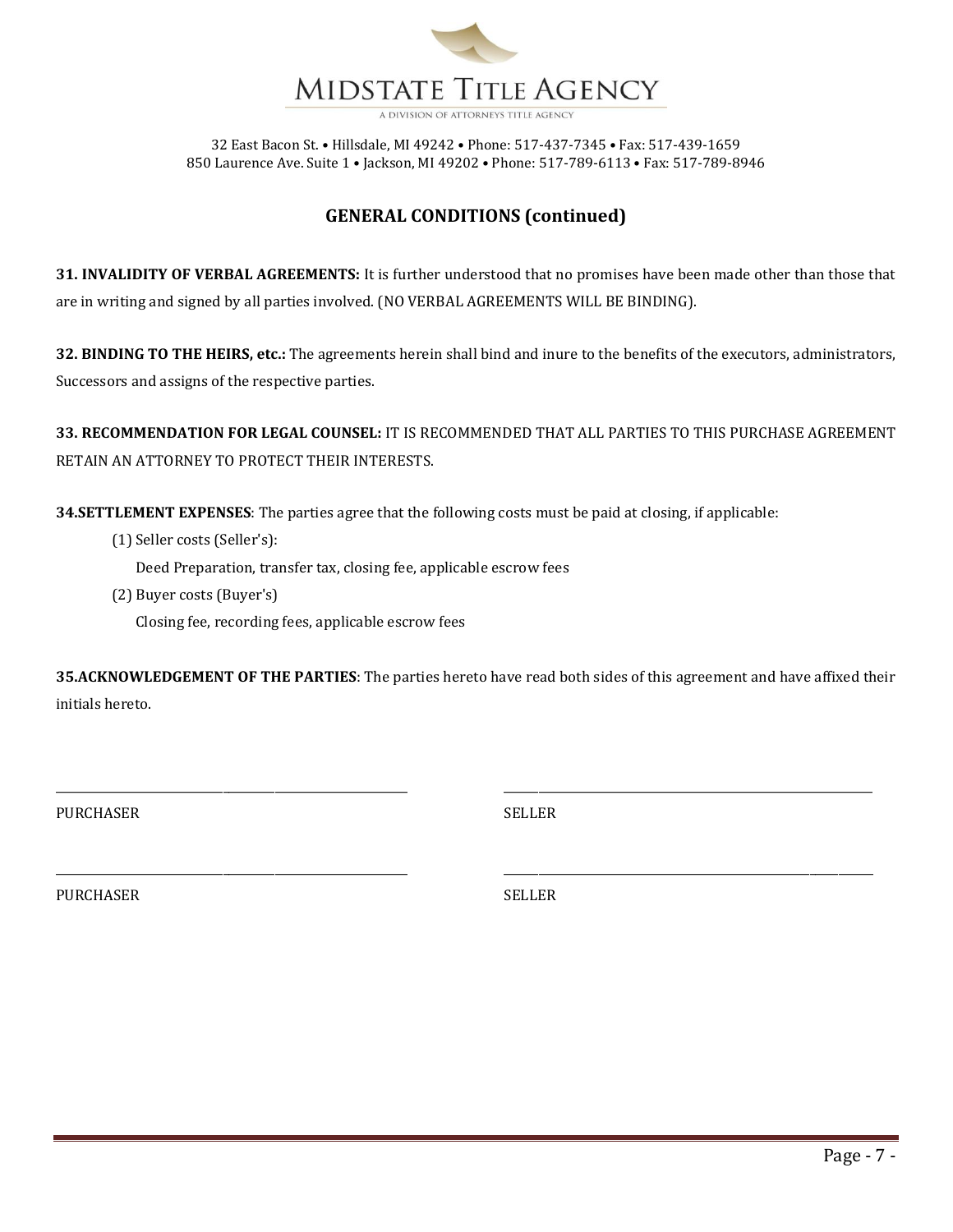# MIDSTATE TITLE AGENCY

A DIVISION OF ATTORNEYS TITLE AGENCY

32 East Bacon St. • Hillsdale, MI 49242 • Phone: 517-437-7345 • Fax: 517-439-1659
850 Laurence Ave. Suite 1 • Jackson, MI 49202 • Phone: 517-789-6113 • Fax: 517-789-8946

## GENERAL CONDITIONS (continued)

**31. INVALIDITY OF VERBAL AGREEMENTS:** It is further understood that no promises have been made other than those that are in writing and signed by all parties involved. (NO VERBAL AGREEMENTS WILL BE BINDING).

**32. BINDING TO THE HEIRS, etc.:** The agreements herein shall bind and inure to the benefits of the executors, administrators, Successors and assigns of the respective parties.

**33. RECOMMENDATION FOR LEGAL COUNSEL:** IT IS RECOMMENDED THAT ALL PARTIES TO THIS PURCHASE AGREEMENT RETAIN AN ATTORNEY TO PROTECT THEIR INTERESTS.

**34.SETTLEMENT EXPENSES**: The parties agree that the following costs must be paid at closing, if applicable:

(1) Seller costs (Seller's):
Deed Preparation, transfer tax, closing fee, applicable escrow fees

(2) Buyer costs (Buyer's)
Closing fee, recording fees, applicable escrow fees

**35.ACKNOWLEDGEMENT OF THE PARTIES**: The parties hereto have read both sides of this agreement and have affixed their initials hereto.

| | |
|---|---|
| ______________________________ | ______________________________ |
| PURCHASER | SELLER |
| ______________________________ | ______________________________ |
| PURCHASER | SELLER |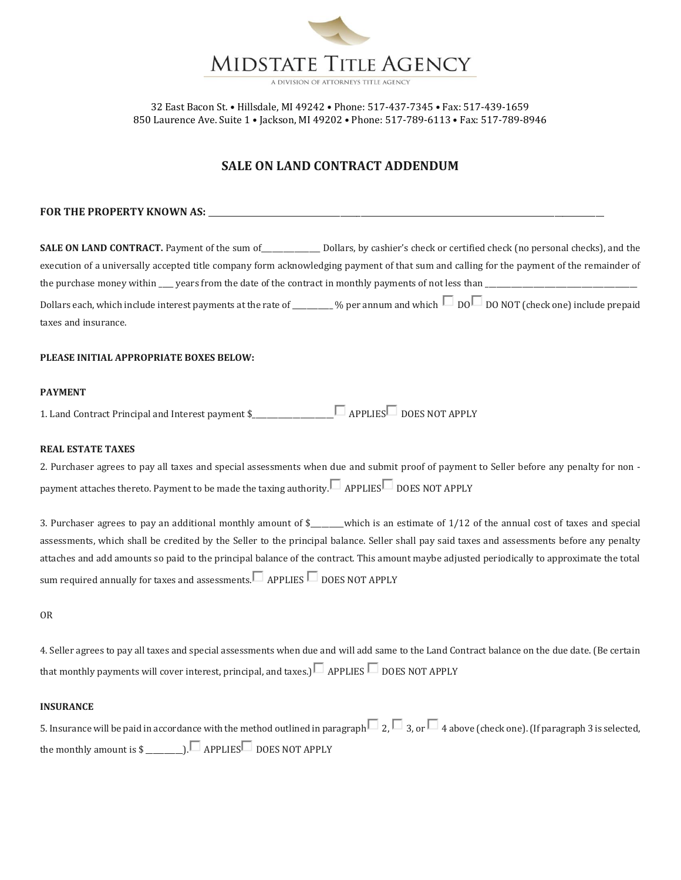# MIDSTATE TITLE AGENCY

A DIVISION OF ATTORNEYS TITLE AGENCY

32 East Bacon St. • Hillsdale, MI 49242 • Phone: 517-437-7345 • Fax: 517-439-1659
850 Laurence Ave. Suite 1 • Jackson, MI 49202 • Phone: 517-789-6113 • Fax: 517-789-8946

## SALE ON LAND CONTRACT ADDENDUM

**FOR THE PROPERTY KNOWN AS:** ______________________________________________________________________________

**SALE ON LAND CONTRACT.** Payment of the sum of_______________ Dollars, by cashier's check or certified check (no personal checks), and the execution of a universally accepted title company form acknowledging payment of that sum and calling for the payment of the remainder of the purchase money within ____ years from the date of the contract in monthly payments of not less than ________________________________________ Dollars each, which include interest payments at the rate of __________ % per annum and which ☐ DO ☐ DO NOT (check one) include prepaid taxes and insurance.

**PLEASE INITIAL APPROPRIATE BOXES BELOW:**

**PAYMENT**

1. Land Contract Principal and Interest payment $_____________________ ☐ APPLIES ☐ DOES NOT APPLY

**REAL ESTATE TAXES**

2. Purchaser agrees to pay all taxes and special assessments when due and submit proof of payment to Seller before any penalty for non - payment attaches thereto. Payment to be made the taxing authority. ☐ APPLIES ☐ DOES NOT APPLY

3. Purchaser agrees to pay an additional monthly amount of $_________which is an estimate of 1/12 of the annual cost of taxes and special assessments, which shall be credited by the Seller to the principal balance. Seller shall pay said taxes and assessments before any penalty attaches and add amounts so paid to the principal balance of the contract. This amount maybe adjusted periodically to approximate the total sum required annually for taxes and assessments. ☐ APPLIES ☐ DOES NOT APPLY

OR

4. Seller agrees to pay all taxes and special assessments when due and will add same to the Land Contract balance on the due date. (Be certain that monthly payments will cover interest, principal, and taxes.) ☐ APPLIES ☐ DOES NOT APPLY

**INSURANCE**

5. Insurance will be paid in accordance with the method outlined in paragraph ☐ 2, ☐ 3, or ☐ 4 above (check one). (If paragraph 3 is selected, the monthly amount is $ _________). ☐ APPLIES ☐ DOES NOT APPLY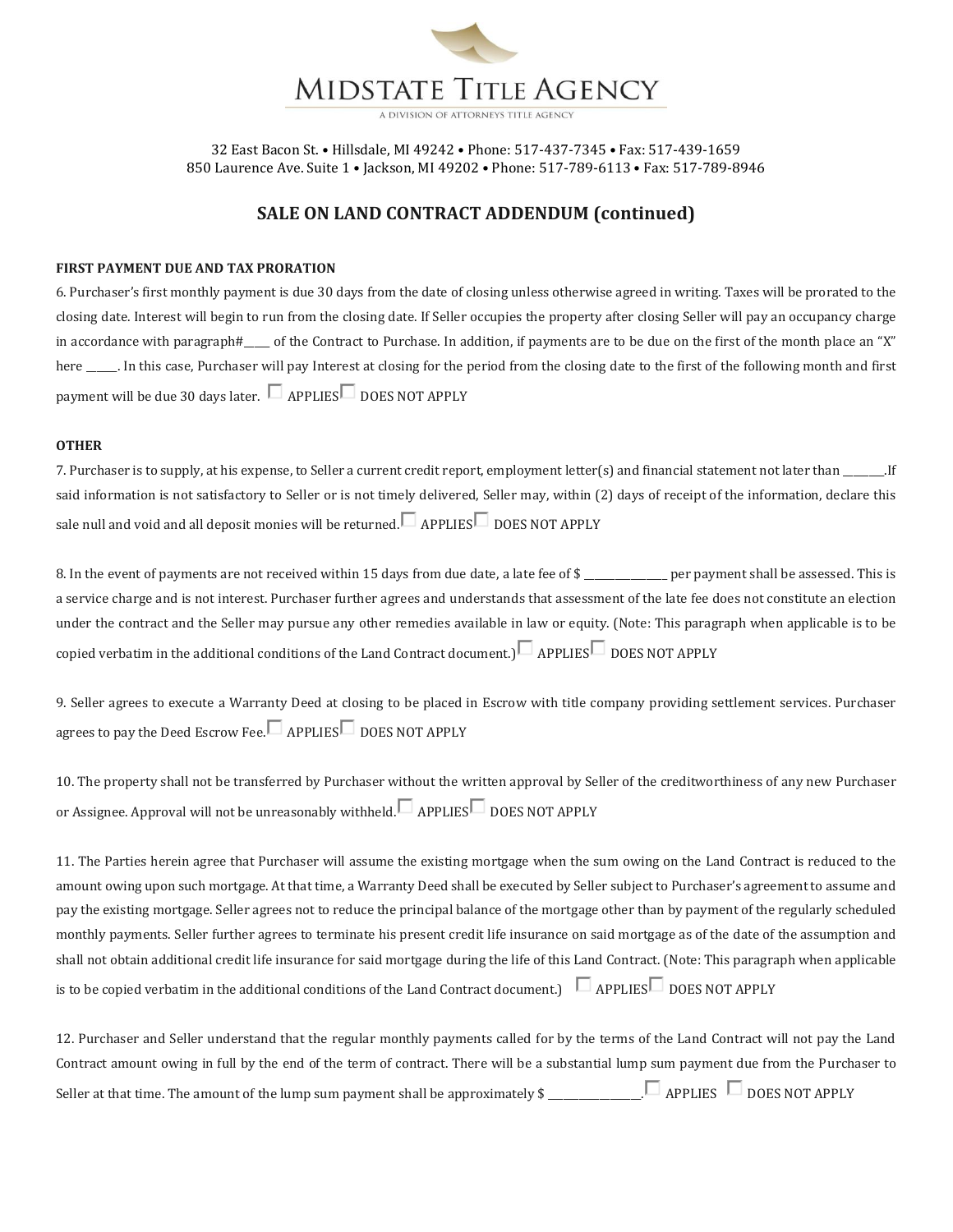# MIDSTATE TITLE AGENCY

A DIVISION OF ATTORNEYS TITLE AGENCY

32 East Bacon St. • Hillsdale, MI 49242 • Phone: 517-437-7345 • Fax: 517-439-1659
850 Laurence Ave. Suite 1 • Jackson, MI 49202 • Phone: 517-789-6113 • Fax: 517-789-8946

## SALE ON LAND CONTRACT ADDENDUM (continued)

**FIRST PAYMENT DUE AND TAX PRORATION**

6. Purchaser's first monthly payment is due 30 days from the date of closing unless otherwise agreed in writing. Taxes will be prorated to the closing date. Interest will begin to run from the closing date. If Seller occupies the property after closing Seller will pay an occupancy charge in accordance with paragraph#_____ of the Contract to Purchase. In addition, if payments are to be due on the first of the month place an "X" here ______. In this case, Purchaser will pay Interest at closing for the period from the closing date to the first of the following month and first payment will be due 30 days later. ☐ APPLIES ☐ DOES NOT APPLY

**OTHER**

7. Purchaser is to supply, at his expense, to Seller a current credit report, employment letter(s) and financial statement not later than ________.If said information is not satisfactory to Seller or is not timely delivered, Seller may, within (2) days of receipt of the information, declare this sale null and void and all deposit monies will be returned. ☐ APPLIES ☐ DOES NOT APPLY

8. In the event of payments are not received within 15 days from due date, a late fee of $ ________________ per payment shall be assessed. This is a service charge and is not interest. Purchaser further agrees and understands that assessment of the late fee does not constitute an election under the contract and the Seller may pursue any other remedies available in law or equity. (Note: This paragraph when applicable is to be copied verbatim in the additional conditions of the Land Contract document.) ☐ APPLIES ☐ DOES NOT APPLY

9. Seller agrees to execute a Warranty Deed at closing to be placed in Escrow with title company providing settlement services. Purchaser agrees to pay the Deed Escrow Fee. ☐ APPLIES ☐ DOES NOT APPLY

10. The property shall not be transferred by Purchaser without the written approval by Seller of the creditworthiness of any new Purchaser or Assignee. Approval will not be unreasonably withheld. ☐ APPLIES ☐ DOES NOT APPLY

11. The Parties herein agree that Purchaser will assume the existing mortgage when the sum owing on the Land Contract is reduced to the amount owing upon such mortgage. At that time, a Warranty Deed shall be executed by Seller subject to Purchaser's agreement to assume and pay the existing mortgage. Seller agrees not to reduce the principal balance of the mortgage other than by payment of the regularly scheduled monthly payments. Seller further agrees to terminate his present credit life insurance on said mortgage as of the date of the assumption and shall not obtain additional credit life insurance for said mortgage during the life of this Land Contract. (Note: This paragraph when applicable is to be copied verbatim in the additional conditions of the Land Contract document.) ☐ APPLIES ☐ DOES NOT APPLY

12. Purchaser and Seller understand that the regular monthly payments called for by the terms of the Land Contract will not pay the Land Contract amount owing in full by the end of the term of contract. There will be a substantial lump sum payment due from the Purchaser to Seller at that time. The amount of the lump sum payment shall be approximately $ _________________. ☐ APPLIES ☐ DOES NOT APPLY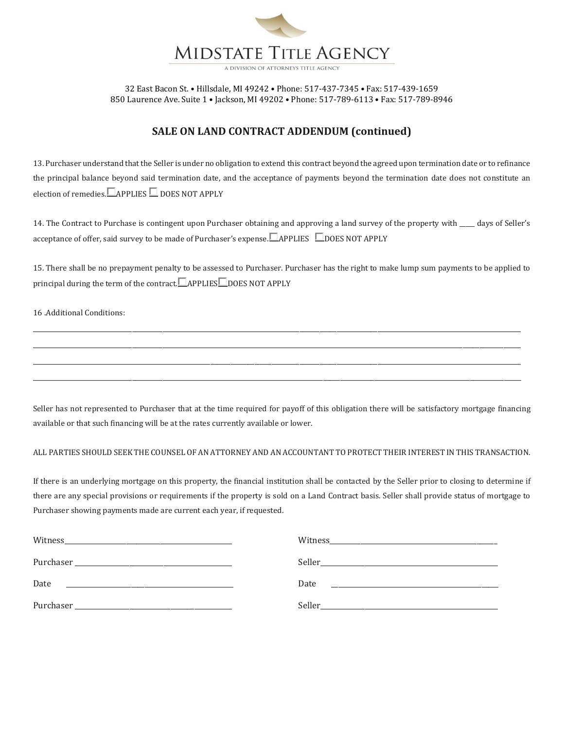# MIDSTATE TITLE AGENCY

A DIVISION OF ATTORNEYS TITLE AGENCY

32 East Bacon St. • Hillsdale, MI 49242 • Phone: 517-437-7345 • Fax: 517-439-1659
850 Laurence Ave. Suite 1 • Jackson, MI 49202 • Phone: 517-789-6113 • Fax: 517-789-8946

## SALE ON LAND CONTRACT ADDENDUM (continued)

13. Purchaser understand that the Seller is under no obligation to extend this contract beyond the agreed upon termination date or to refinance the principal balance beyond said termination date, and the acceptance of payments beyond the termination date does not constitute an election of remedies. ☐ APPLIES ☐ DOES NOT APPLY

14. The Contract to Purchase is contingent upon Purchaser obtaining and approving a land survey of the property with _____ days of Seller's acceptance of offer, said survey to be made of Purchaser's expense. ☐ APPLIES ☐ DOES NOT APPLY

15. There shall be no prepayment penalty to be assessed to Purchaser. Purchaser has the right to make lump sum payments to be applied to principal during the term of the contract. ☐ APPLIES ☐ DOES NOT APPLY

16 .Additional Conditions:

________________________________________________________________________________________________

________________________________________________________________________________________________

________________________________________________________________________________________________

________________________________________________________________________________________________

Seller has not represented to Purchaser that at the time required for payoff of this obligation there will be satisfactory mortgage financing available or that such financing will be at the rates currently available or lower.

ALL PARTIES SHOULD SEEK THE COUNSEL OF AN ATTORNEY AND AN ACCOUNTANT TO PROTECT THEIR INTEREST IN THIS TRANSACTION.

If there is an underlying mortgage on this property, the financial institution shall be contacted by the Seller prior to closing to determine if there are any special provisions or requirements if the property is sold on a Land Contract basis. Seller shall provide status of mortgage to Purchaser showing payments made are current each year, if requested.

Witness______________________________________ Witness______________________________________

Purchaser ____________________________________ Seller________________________________________

Date ________________________________________ Date ________________________________________

Purchaser ____________________________________ Seller________________________________________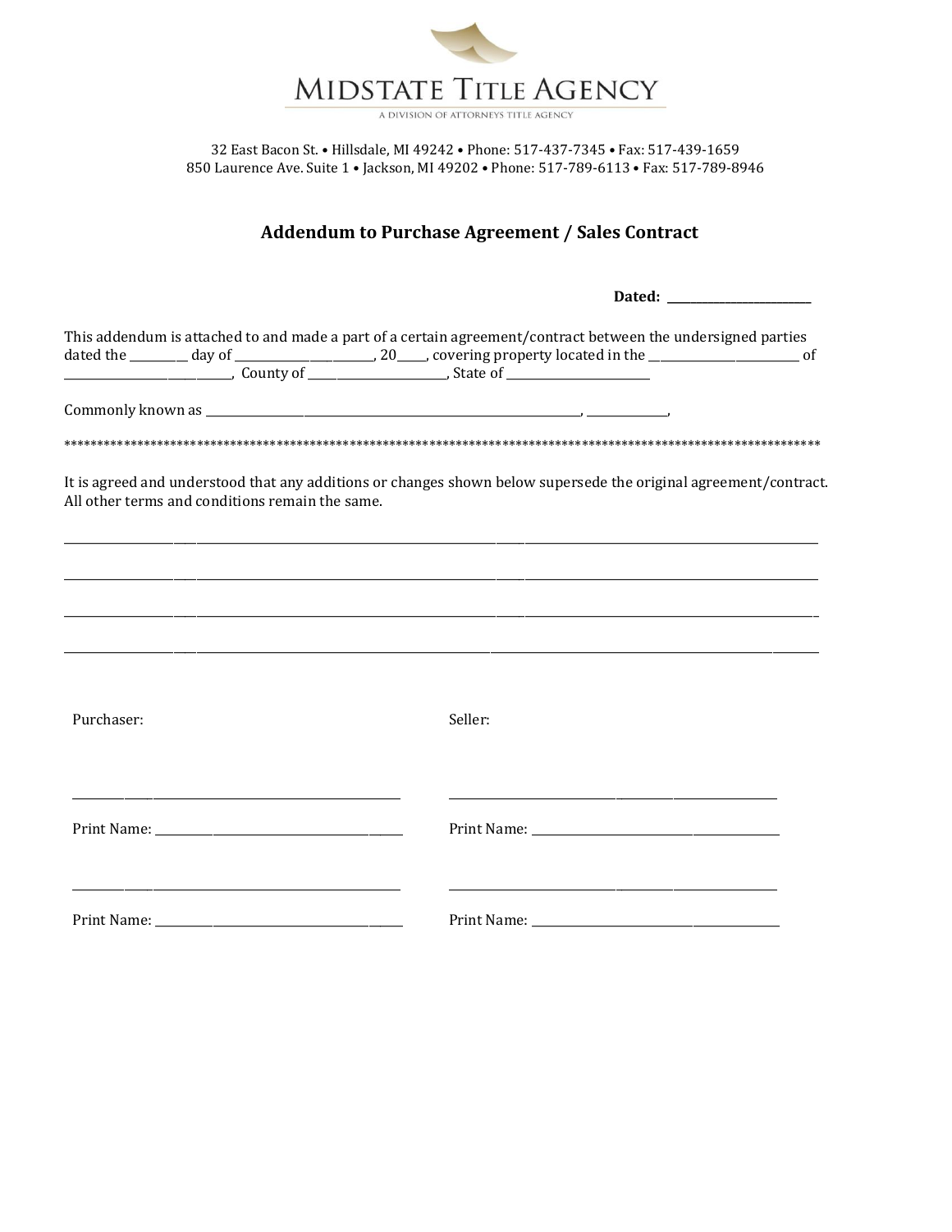# MIDSTATE TITLE AGENCY

A DIVISION OF ATTORNEYS TITLE AGENCY

32 East Bacon St. • Hillsdale, MI 49242 • Phone: 517-437-7345 • Fax: 517-439-1659
850 Laurence Ave. Suite 1 • Jackson, MI 49202 • Phone: 517-789-6113 • Fax: 517-789-8946

## Addendum to Purchase Agreement / Sales Contract

**Dated:** ______________________

This addendum is attached to and made a part of a certain agreement/contract between the undersigned parties dated the ________ day of ____________________, 20____, covering property located in the ______________________ of ________________________, County of ____________________, State of ______________________

Commonly known as ____________________________________________________________, ____________,

*********************************************************************************************************************

It is agreed and understood that any additions or changes shown below supersede the original agreement/contract. All other terms and conditions remain the same.

_______________________________________________________________________________________________

_______________________________________________________________________________________________

_______________________________________________________________________________________________

_______________________________________________________________________________________________

Purchaser:

_____________________________________________

Print Name: ___________________________________

_____________________________________________

Print Name: ___________________________________

Seller:

_____________________________________________

Print Name: ___________________________________

_____________________________________________

Print Name: ___________________________________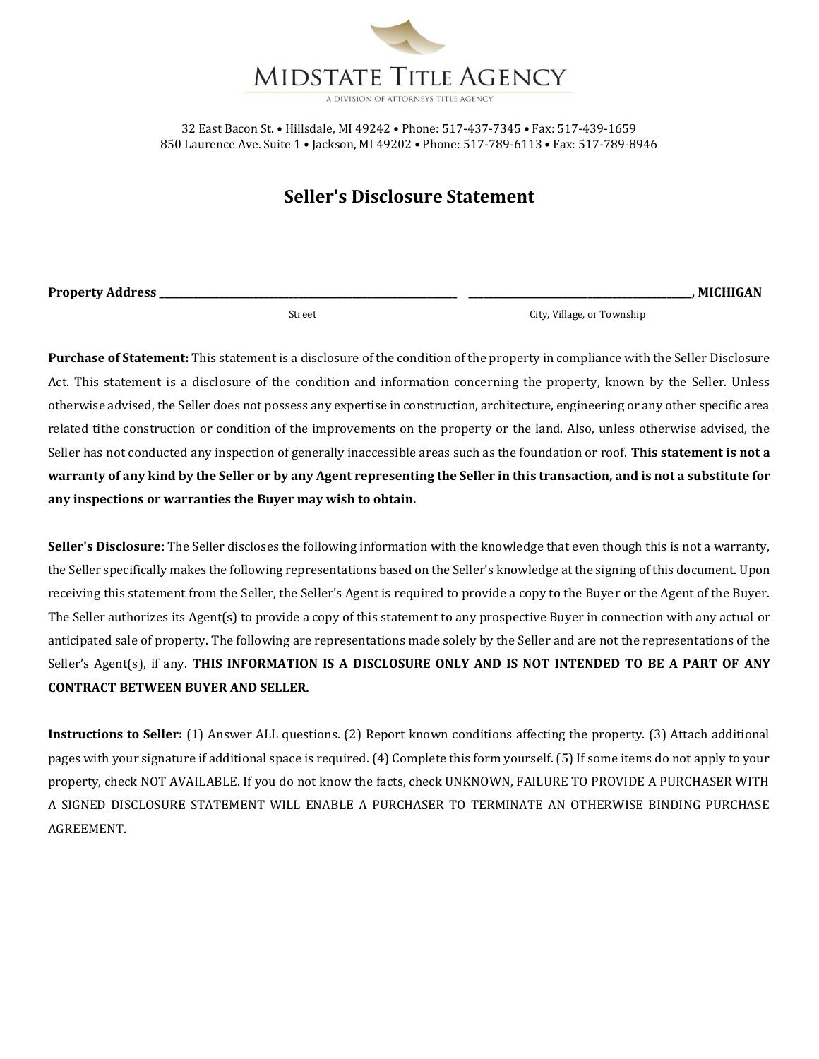MIDSTATE TITLE AGENCY

A DIVISION OF ATTORNEYS TITLE AGENCY

32 East Bacon St. • Hillsdale, MI 49242 • Phone: 517-437-7345 • Fax: 517-439-1659
850 Laurence Ave. Suite 1 • Jackson, MI 49202 • Phone: 517-789-6113 • Fax: 517-789-8946

# Seller's Disclosure Statement

**Property Address** ______________________________ ______________________________, **MICHIGAN**

Street City, Village, or Township

**Purchase of Statement:** This statement is a disclosure of the condition of the property in compliance with the Seller Disclosure Act. This statement is a disclosure of the condition and information concerning the property, known by the Seller. Unless otherwise advised, the Seller does not possess any expertise in construction, architecture, engineering or any other specific area related tithe construction or condition of the improvements on the property or the land. Also, unless otherwise advised, the Seller has not conducted any inspection of generally inaccessible areas such as the foundation or roof. **This statement is not a warranty of any kind by the Seller or by any Agent representing the Seller in this transaction, and is not a substitute for any inspections or warranties the Buyer may wish to obtain.**

**Seller's Disclosure:** The Seller discloses the following information with the knowledge that even though this is not a warranty, the Seller specifically makes the following representations based on the Seller's knowledge at the signing of this document. Upon receiving this statement from the Seller, the Seller's Agent is required to provide a copy to the Buyer or the Agent of the Buyer. The Seller authorizes its Agent(s) to provide a copy of this statement to any prospective Buyer in connection with any actual or anticipated sale of property. The following are representations made solely by the Seller and are not the representations of the Seller's Agent(s), if any. **THIS INFORMATION IS A DISCLOSURE ONLY AND IS NOT INTENDED TO BE A PART OF ANY CONTRACT BETWEEN BUYER AND SELLER.**

**Instructions to Seller:** (1) Answer ALL questions. (2) Report known conditions affecting the property. (3) Attach additional pages with your signature if additional space is required. (4) Complete this form yourself. (5) If some items do not apply to your property, check NOT AVAILABLE. If you do not know the facts, check UNKNOWN, FAILURE TO PROVIDE A PURCHASER WITH A SIGNED DISCLOSURE STATEMENT WILL ENABLE A PURCHASER TO TERMINATE AN OTHERWISE BINDING PURCHASE AGREEMENT.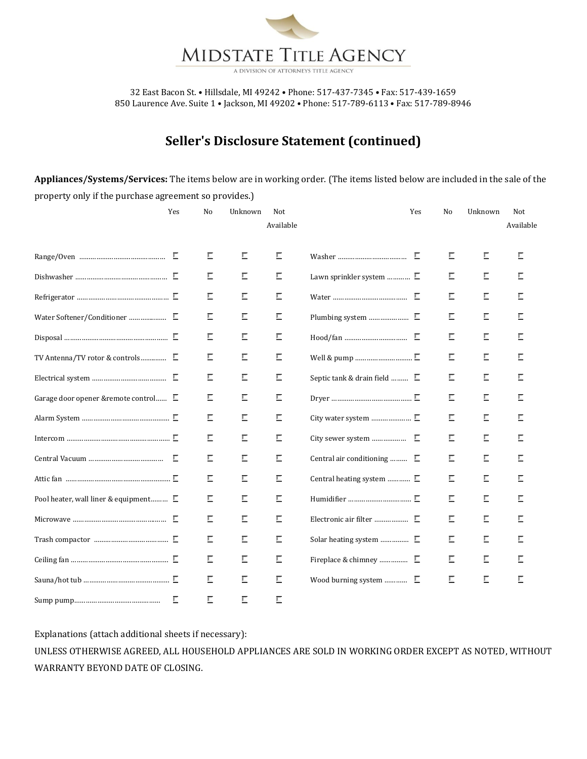# MIDSTATE TITLE AGENCY

A DIVISION OF ATTORNEYS TITLE AGENCY

32 East Bacon St. • Hillsdale, MI 49242 • Phone: 517-437-7345 • Fax: 517-439-1659
850 Laurence Ave. Suite 1 • Jackson, MI 49202 • Phone: 517-789-6113 • Fax: 517-789-8946

## Seller's Disclosure Statement (continued)

**Appliances/Systems/Services:** The items below are in working order. (The items listed below are included in the sale of the property only if the purchase agreement so provides.)

| | Yes | No | Unknown | Not Available | | Yes | No | Unknown | Not Available |
|---|---|---|---|---|---|---|---|---|---|
| Range/Oven | ☐ | ☐ | ☐ | ☐ | Washer | ☐ | ☐ | ☐ | ☐ |
| Dishwasher | ☐ | ☐ | ☐ | ☐ | Lawn sprinkler system | ☐ | ☐ | ☐ | ☐ |
| Refrigerator | ☐ | ☐ | ☐ | ☐ | Water | ☐ | ☐ | ☐ | ☐ |
| Water Softener/Conditioner | ☐ | ☐ | ☐ | ☐ | Plumbing system | ☐ | ☐ | ☐ | ☐ |
| Disposal | ☐ | ☐ | ☐ | ☐ | Hood/fan | ☐ | ☐ | ☐ | ☐ |
| TV Antenna/TV rotor & controls | ☐ | ☐ | ☐ | ☐ | Well & pump | ☐ | ☐ | ☐ | ☐ |
| Electrical system | ☐ | ☐ | ☐ | ☐ | Septic tank & drain field | ☐ | ☐ | ☐ | ☐ |
| Garage door opener &remote control | ☐ | ☐ | ☐ | ☐ | Dryer | ☐ | ☐ | ☐ | ☐ |
| Alarm System | ☐ | ☐ | ☐ | ☐ | City water system | ☐ | ☐ | ☐ | ☐ |
| Intercom | ☐ | ☐ | ☐ | ☐ | City sewer system | ☐ | ☐ | ☐ | ☐ |
| Central Vacuum | ☐ | ☐ | ☐ | ☐ | Central air conditioning | ☐ | ☐ | ☐ | ☐ |
| Attic fan | ☐ | ☐ | ☐ | ☐ | Central heating system | ☐ | ☐ | ☐ | ☐ |
| Pool heater, wall liner & equipment | ☐ | ☐ | ☐ | ☐ | Humidifier | ☐ | ☐ | ☐ | ☐ |
| Microwave | ☐ | ☐ | ☐ | ☐ | Electronic air filter | ☐ | ☐ | ☐ | ☐ |
| Trash compactor | ☐ | ☐ | ☐ | ☐ | Solar heating system | ☐ | ☐ | ☐ | ☐ |
| Ceiling fan | ☐ | ☐ | ☐ | ☐ | Fireplace & chimney | ☐ | ☐ | ☐ | ☐ |
| Sauna/hot tub | ☐ | ☐ | ☐ | ☐ | Wood burning system | ☐ | ☐ | ☐ | ☐ |
| Sump pump | ☐ | ☐ | ☐ | ☐ | | | | | |

Explanations (attach additional sheets if necessary):

UNLESS OTHERWISE AGREED, ALL HOUSEHOLD APPLIANCES ARE SOLD IN WORKING ORDER EXCEPT AS NOTED, WITHOUT WARRANTY BEYOND DATE OF CLOSING.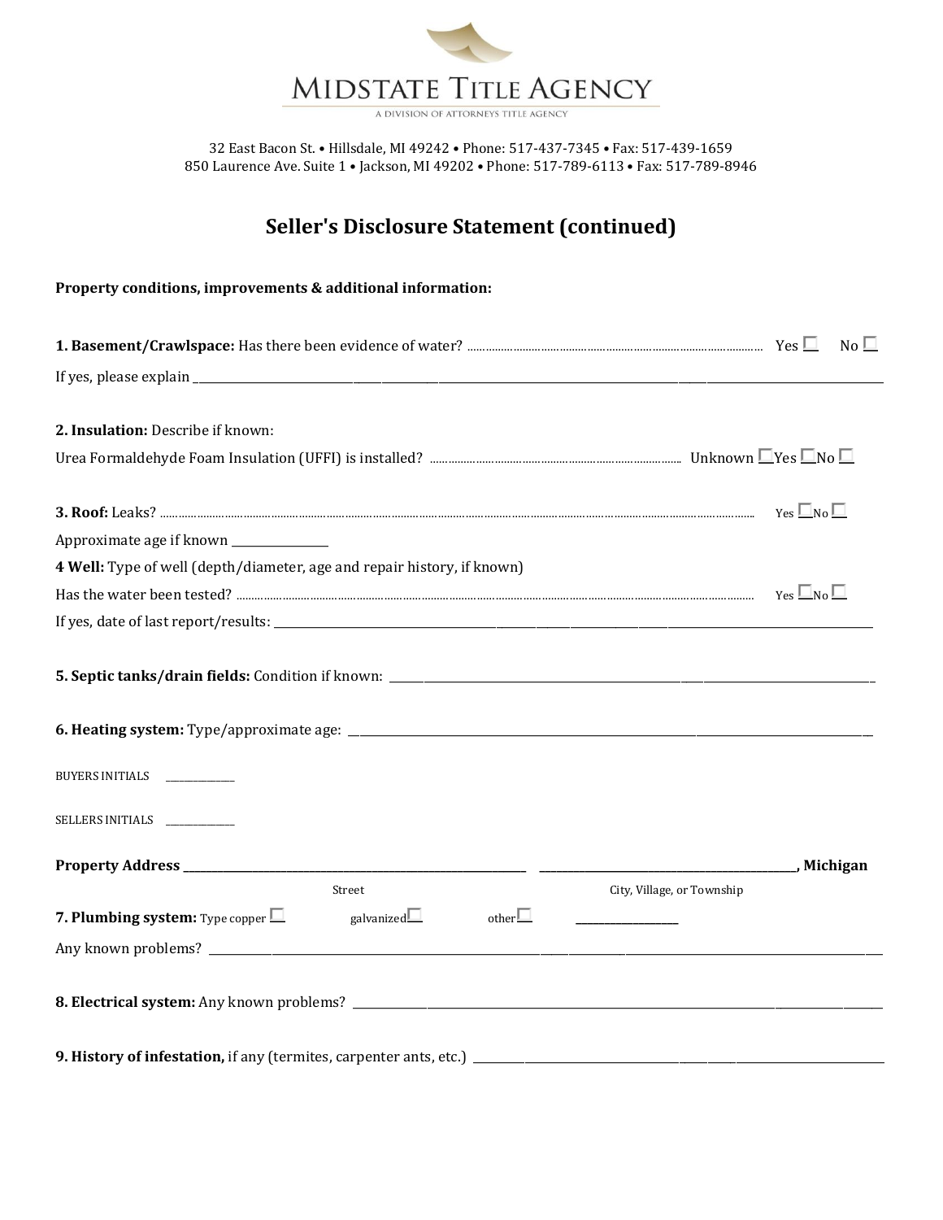# MIDSTATE TITLE AGENCY

A DIVISION OF ATTORNEYS TITLE AGENCY

32 East Bacon St. • Hillsdale, MI 49242 • Phone: 517-437-7345 • Fax: 517-439-1659
850 Laurence Ave. Suite 1 • Jackson, MI 49202 • Phone: 517-789-6113 • Fax: 517-789-8946

## Seller's Disclosure Statement (continued)

**Property conditions, improvements & additional information:**

**1. Basement/Crawlspace:** Has there been evidence of water? ........................................ Yes ☐ No ☐

If yes, please explain ____________________________________________

**2. Insulation:** Describe if known:

Urea Formaldehyde Foam Insulation (UFFI) is installed? ........................................ Unknown ☐ Yes ☐ No ☐

**3. Roof:** Leaks? ........................................ Yes ☐ No ☐

Approximate age if known ______________

**4 Well:** Type of well (depth/diameter, age and repair history, if known)

Has the water been tested? ........................................ Yes ☐ No ☐

If yes, date of last report/results: ____________________________________________

**5. Septic tanks/drain fields:** Condition if known: ____________________________________________

**6. Heating system:** Type/approximate age: ____________________________________________

BUYERS INITIALS ______________

SELLERS INITIALS ______________

**Property Address** ______________________________ ______________________________, **Michigan**

Street City, Village, or Township

**7. Plumbing system:** Type copper ☐ galvanized ☐ other ☐ ______________

Any known problems? ____________________________________________

**8. Electrical system:** Any known problems? ____________________________________________

**9. History of infestation,** if any (termites, carpenter ants, etc.) ____________________________________________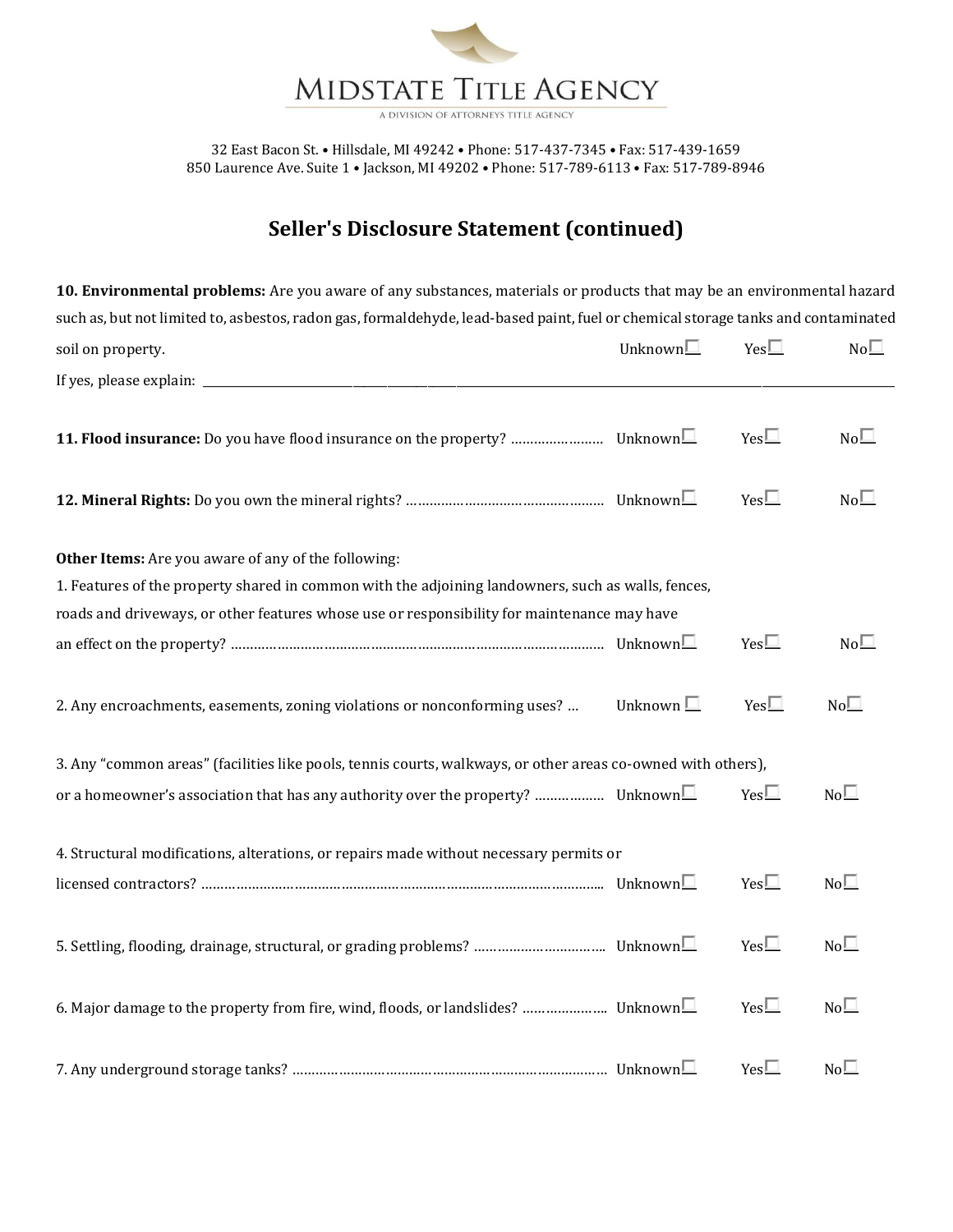# MIDSTATE TITLE AGENCY

A DIVISION OF ATTORNEYS TITLE AGENCY

32 East Bacon St. • Hillsdale, MI 49242 • Phone: 517-437-7345 • Fax: 517-439-1659
850 Laurence Ave. Suite 1 • Jackson, MI 49202 • Phone: 517-789-6113 • Fax: 517-789-8946

## Seller's Disclosure Statement (continued)

**10. Environmental problems:** Are you aware of any substances, materials or products that may be an environmental hazard such as, but not limited to, asbestos, radon gas, formaldehyde, lead-based paint, fuel or chemical storage tanks and contaminated soil on property. Unknown☐ Yes☐ No☐

If yes, please explain: ____________________________________________________________

**11. Flood insurance:** Do you have flood insurance on the property? …………………… Unknown☐ Yes☐ No☐

**12. Mineral Rights:** Do you own the mineral rights? …………………………………………… Unknown☐ Yes☐ No☐

**Other Items:** Are you aware of any of the following:

1. Features of the property shared in common with the adjoining landowners, such as walls, fences, roads and driveways, or other features whose use or responsibility for maintenance may have an effect on the property? …………………………………………………………………………………… Unknown☐ Yes☐ No☐

2. Any encroachments, easements, zoning violations or nonconforming uses? … Unknown ☐ Yes☐ No☐

3. Any "common areas" (facilities like pools, tennis courts, walkways, or other areas co-owned with others), or a homeowner's association that has any authority over the property? ……………… Unknown☐ Yes☐ No☐

4. Structural modifications, alterations, or repairs made without necessary permits or licensed contractors? ……………………………………………………………………………………………. Unknown☐ Yes☐ No☐

5. Settling, flooding, drainage, structural, or grading problems? ……………………………. Unknown☐ Yes☐ No☐

6. Major damage to the property from fire, wind, floods, or landslides? ………………… Unknown☐ Yes☐ No☐

7. Any underground storage tanks? ………………………………………………………………………… Unknown☐ Yes☐ No☐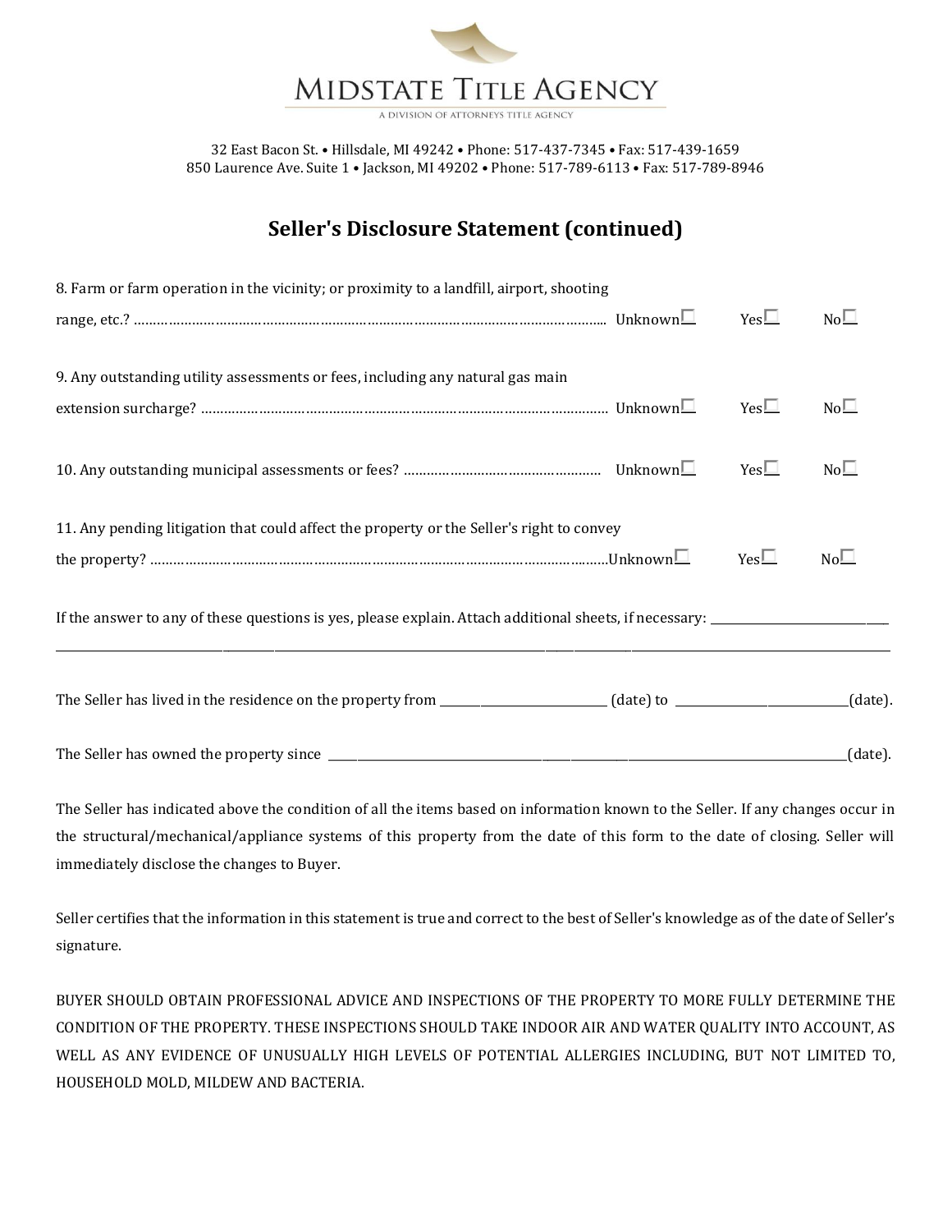# MIDSTATE TITLE AGENCY

A DIVISION OF ATTORNEYS TITLE AGENCY

32 East Bacon St. • Hillsdale, MI 49242 • Phone: 517-437-7345 • Fax: 517-439-1659
850 Laurence Ave. Suite 1 • Jackson, MI 49202 • Phone: 517-789-6113 • Fax: 517-789-8946

## Seller's Disclosure Statement (continued)

8. Farm or farm operation in the vicinity; or proximity to a landfill, airport, shooting range, etc.? ............................................................ Unknown☐ Yes☐ No☐

9. Any outstanding utility assessments or fees, including any natural gas main extension surcharge? ............................................................ Unknown☐ Yes☐ No☐

10. Any outstanding municipal assessments or fees? ............................................ Unknown☐ Yes☐ No☐

11. Any pending litigation that could affect the property or the Seller's right to convey the property? ............................................................ Unknown☐ Yes☐ No☐

If the answer to any of these questions is yes, please explain. Attach additional sheets, if necessary: ______________________________
__________________________________________________________________________________________

The Seller has lived in the residence on the property from ______________________ (date) to ______________________(date).

The Seller has owned the property since ____________________________________________________________(date).

The Seller has indicated above the condition of all the items based on information known to the Seller. If any changes occur in the structural/mechanical/appliance systems of this property from the date of this form to the date of closing. Seller will immediately disclose the changes to Buyer.

Seller certifies that the information in this statement is true and correct to the best of Seller's knowledge as of the date of Seller's signature.

BUYER SHOULD OBTAIN PROFESSIONAL ADVICE AND INSPECTIONS OF THE PROPERTY TO MORE FULLY DETERMINE THE CONDITION OF THE PROPERTY. THESE INSPECTIONS SHOULD TAKE INDOOR AIR AND WATER QUALITY INTO ACCOUNT, AS WELL AS ANY EVIDENCE OF UNUSUALLY HIGH LEVELS OF POTENTIAL ALLERGIES INCLUDING, BUT NOT LIMITED TO, HOUSEHOLD MOLD, MILDEW AND BACTERIA.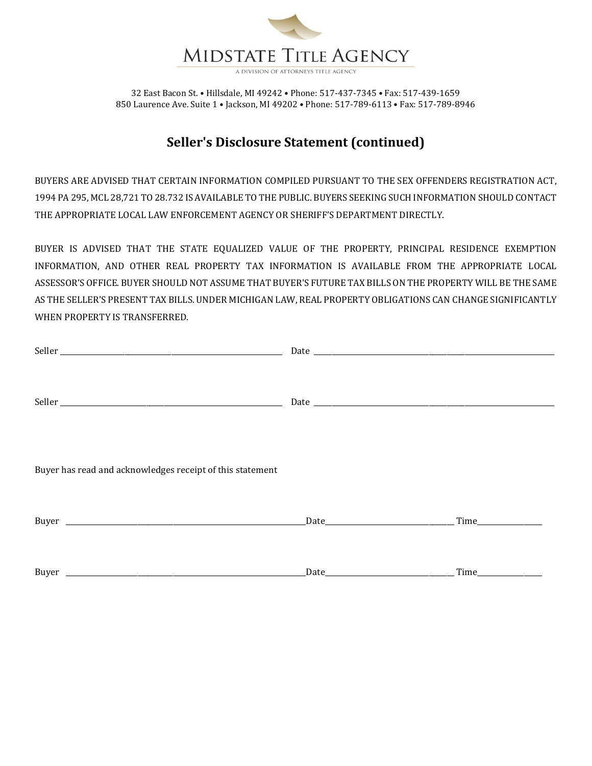# MIDSTATE TITLE AGENCY

A DIVISION OF ATTORNEYS TITLE AGENCY

32 East Bacon St. • Hillsdale, MI 49242 • Phone: 517-437-7345 • Fax: 517-439-1659
850 Laurence Ave. Suite 1 • Jackson, MI 49202 • Phone: 517-789-6113 • Fax: 517-789-8946

## Seller's Disclosure Statement (continued)

BUYERS ARE ADVISED THAT CERTAIN INFORMATION COMPILED PURSUANT TO THE SEX OFFENDERS REGISTRATION ACT, 1994 PA 295, MCL 28,721 TO 28.732 IS AVAILABLE TO THE PUBLIC. BUYERS SEEKING SUCH INFORMATION SHOULD CONTACT THE APPROPRIATE LOCAL LAW ENFORCEMENT AGENCY OR SHERIFF'S DEPARTMENT DIRECTLY.

BUYER IS ADVISED THAT THE STATE EQUALIZED VALUE OF THE PROPERTY, PRINCIPAL RESIDENCE EXEMPTION INFORMATION, AND OTHER REAL PROPERTY TAX INFORMATION IS AVAILABLE FROM THE APPROPRIATE LOCAL ASSESSOR'S OFFICE. BUYER SHOULD NOT ASSUME THAT BUYER'S FUTURE TAX BILLS ON THE PROPERTY WILL BE THE SAME AS THE SELLER'S PRESENT TAX BILLS. UNDER MICHIGAN LAW, REAL PROPERTY OBLIGATIONS CAN CHANGE SIGNIFICANTLY WHEN PROPERTY IS TRANSFERRED.

Seller ______________________________ Date ______________________________

Seller ______________________________ Date ______________________________

Buyer has read and acknowledges receipt of this statement

Buyer ______________________________ Date ____________________ Time __________

Buyer ______________________________ Date ____________________ Time __________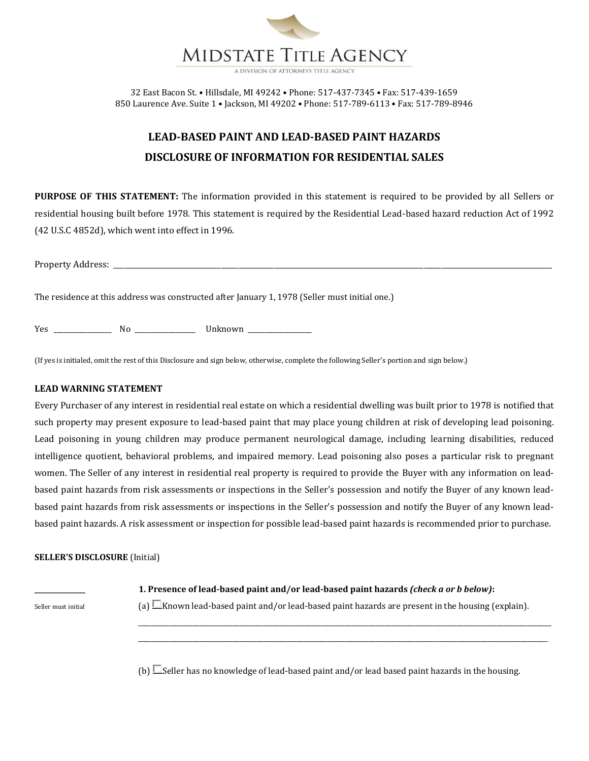MIDSTATE TITLE AGENCY

A DIVISION OF ATTORNEYS TITLE AGENCY

32 East Bacon St. • Hillsdale, MI 49242 • Phone: 517-437-7345 • Fax: 517-439-1659
850 Laurence Ave. Suite 1 • Jackson, MI 49202 • Phone: 517-789-6113 • Fax: 517-789-8946

## LEAD-BASED PAINT AND LEAD-BASED PAINT HAZARDS
## DISCLOSURE OF INFORMATION FOR RESIDENTIAL SALES

**PURPOSE OF THIS STATEMENT:** The information provided in this statement is required to be provided by all Sellers or residential housing built before 1978. This statement is required by the Residential Lead-based hazard reduction Act of 1992 (42 U.S.C 4852d), which went into effect in 1996.

Property Address: ______________________________________________________________________________

The residence at this address was constructed after January 1, 1978 (Seller must initial one.)

Yes ______________ No ______________ Unknown ______________

(If yes is initialed, omit the rest of this Disclosure and sign below, otherwise, complete the following Seller's portion and sign below.)

**LEAD WARNING STATEMENT**

Every Purchaser of any interest in residential real estate on which a residential dwelling was built prior to 1978 is notified that such property may present exposure to lead-based paint that may place young children at risk of developing lead poisoning. Lead poisoning in young children may produce permanent neurological damage, including learning disabilities, reduced intelligence quotient, behavioral problems, and impaired memory. Lead poisoning also poses a particular risk to pregnant women. The Seller of any interest in residential real property is required to provide the Buyer with any information on lead-based paint hazards from risk assessments or inspections in the Seller's possession and notify the Buyer of any known lead-based paint hazards from risk assessments or inspections in the Seller's possession and notify the Buyer of any known lead-based paint hazards. A risk assessment or inspection for possible lead-based paint hazards is recommended prior to purchase.

**SELLER'S DISCLOSURE** (Initial)

______________
Seller must initial

**1. Presence of lead-based paint and/or lead-based paint hazards *(check a or b below)*:**

(a) ☐ Known lead-based paint and/or lead-based paint hazards are present in the housing (explain).

______________________________________________________________________________

______________________________________________________________________________

(b) ☐ Seller has no knowledge of lead-based paint and/or lead based paint hazards in the housing.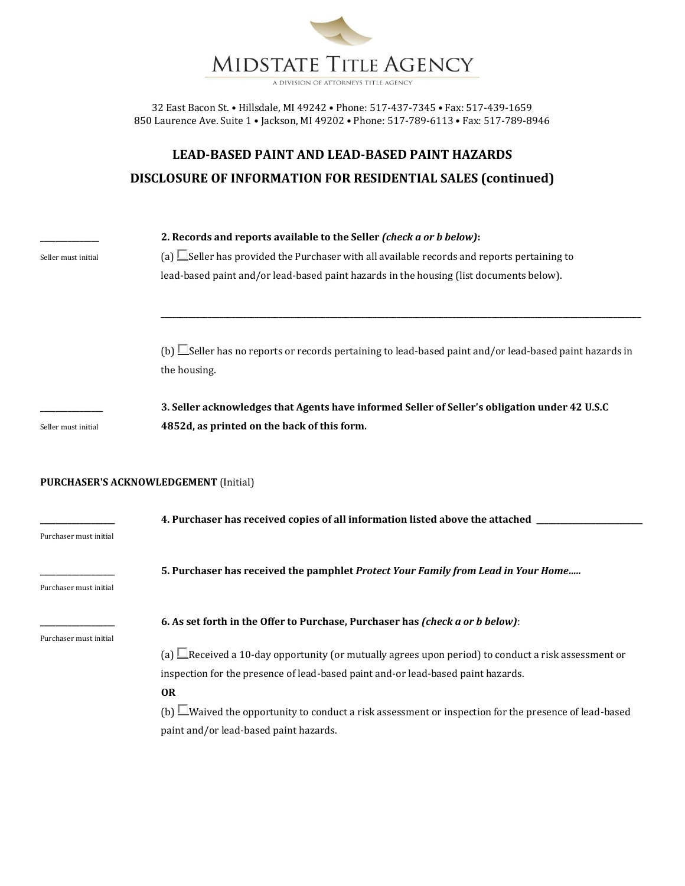# MIDSTATE TITLE AGENCY

A DIVISION OF ATTORNEYS TITLE AGENCY

32 East Bacon St. • Hillsdale, MI 49242 • Phone: 517-437-7345 • Fax: 517-439-1659
850 Laurence Ave. Suite 1 • Jackson, MI 49202 • Phone: 517-789-6113 • Fax: 517-789-8946

## LEAD-BASED PAINT AND LEAD-BASED PAINT HAZARDS
## DISCLOSURE OF INFORMATION FOR RESIDENTIAL SALES (continued)

______________
Seller must initial

**2. Records and reports available to the Seller** ***(check a or b below)*****:**

(a) ☐ Seller has provided the Purchaser with all available records and reports pertaining to lead-based paint and/or lead-based paint hazards in the housing (list documents below).

________________________________________________________________________________

(b) ☐ Seller has no reports or records pertaining to lead-based paint and/or lead-based paint hazards in the housing.

______________
Seller must initial

**3. Seller acknowledges that Agents have informed Seller of Seller's obligation under 42 U.S.C 4852d, as printed on the back of this form.**

**PURCHASER'S ACKNOWLEDGEMENT** (Initial)

______________
Purchaser must initial

**4. Purchaser has received copies of all information listed above the attached** ______________________

______________
Purchaser must initial

**5. Purchaser has received the pamphlet** ***Protect Your Family from Lead in Your Home…..***

______________
Purchaser must initial

**6. As set forth in the Offer to Purchase, Purchaser has** ***(check a or b below)***:

(a) ☐ Received a 10-day opportunity (or mutually agrees upon period) to conduct a risk assessment or inspection for the presence of lead-based paint and-or lead-based paint hazards.

**OR**

(b) ☐ Waived the opportunity to conduct a risk assessment or inspection for the presence of lead-based paint and/or lead-based paint hazards.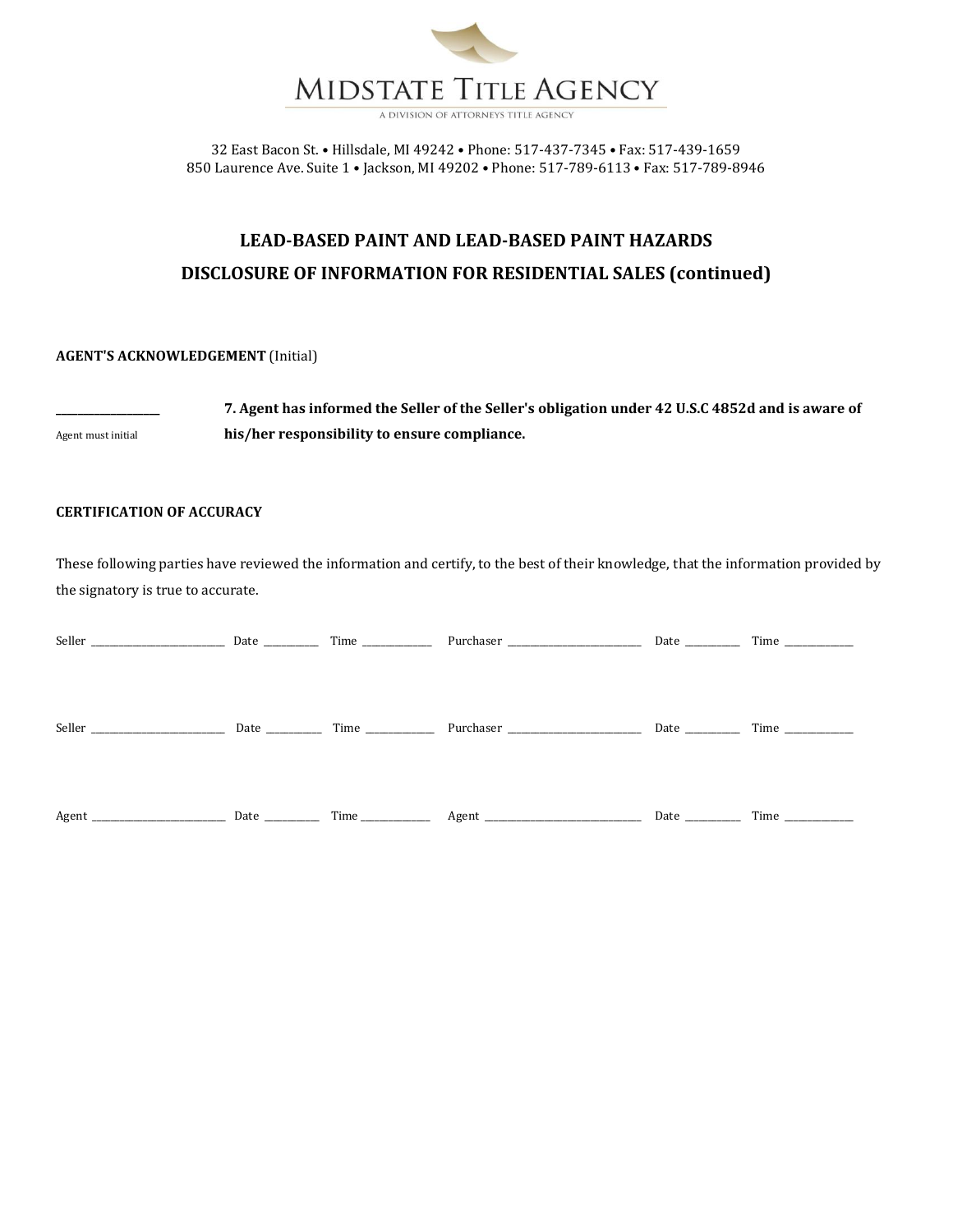# MIDSTATE TITLE AGENCY

A DIVISION OF ATTORNEYS TITLE AGENCY

32 East Bacon St. • Hillsdale, MI 49242 • Phone: 517-437-7345 • Fax: 517-439-1659
850 Laurence Ave. Suite 1 • Jackson, MI 49202 • Phone: 517-789-6113 • Fax: 517-789-8946

## LEAD-BASED PAINT AND LEAD-BASED PAINT HAZARDS
## DISCLOSURE OF INFORMATION FOR RESIDENTIAL SALES (continued)

**AGENT'S ACKNOWLEDGEMENT** (Initial)

__________________
Agent must initial

**7. Agent has informed the Seller of the Seller's obligation under 42 U.S.C 4852d and is aware of his/her responsibility to ensure compliance.**

**CERTIFICATION OF ACCURACY**

These following parties have reviewed the information and certify, to the best of their knowledge, that the information provided by the signatory is true to accurate.

Seller ___________________________ Date __________ Time _____________ Purchaser ___________________________ Date __________ Time _____________

Seller ___________________________ Date __________ Time _____________ Purchaser ___________________________ Date __________ Time _____________

Agent ___________________________ Date __________ Time _____________ Agent _______________________________ Date __________ Time _____________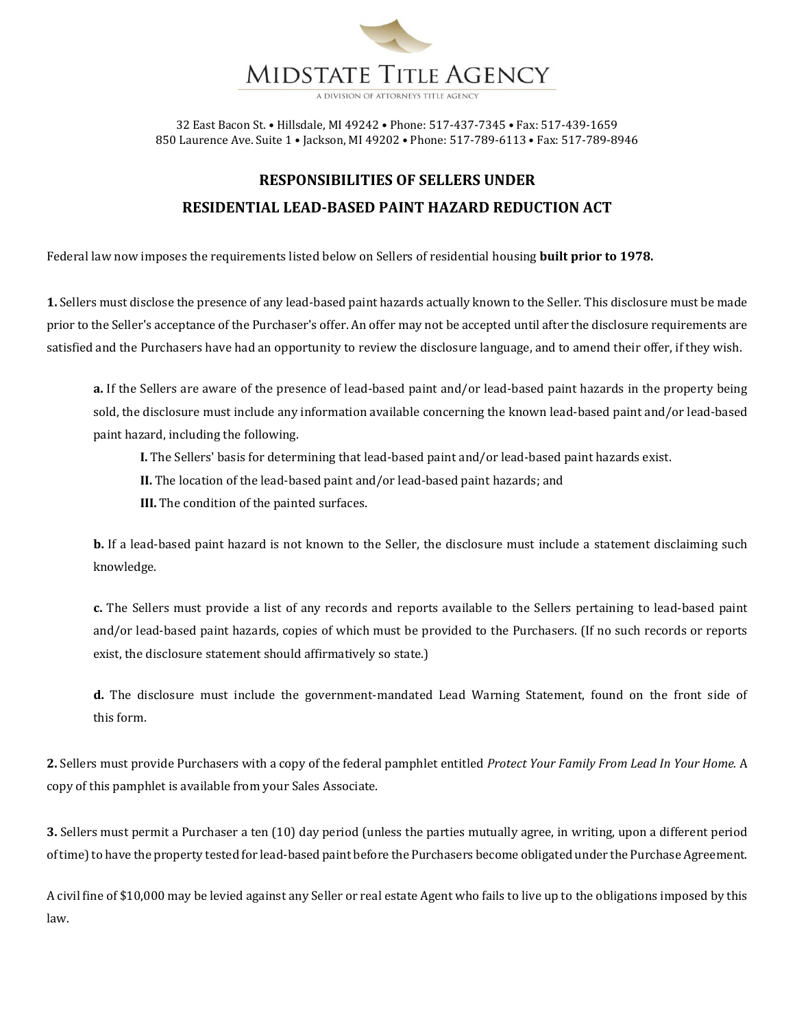# MIDSTATE TITLE AGENCY

A DIVISION OF ATTORNEYS TITLE AGENCY

32 East Bacon St. • Hillsdale, MI 49242 • Phone: 517-437-7345 • Fax: 517-439-1659
850 Laurence Ave. Suite 1 • Jackson, MI 49202 • Phone: 517-789-6113 • Fax: 517-789-8946

## RESPONSIBILITIES OF SELLERS UNDER RESIDENTIAL LEAD-BASED PAINT HAZARD REDUCTION ACT

Federal law now imposes the requirements listed below on Sellers of residential housing **built prior to 1978.**

**1.** Sellers must disclose the presence of any lead-based paint hazards actually known to the Seller. This disclosure must be made prior to the Seller's acceptance of the Purchaser's offer. An offer may not be accepted until after the disclosure requirements are satisfied and the Purchasers have had an opportunity to review the disclosure language, and to amend their offer, if they wish.

> **a.** If the Sellers are aware of the presence of lead-based paint and/or lead-based paint hazards in the property being sold, the disclosure must include any information available concerning the known lead-based paint and/or lead-based paint hazard, including the following.
>
> > **I.** The Sellers' basis for determining that lead-based paint and/or lead-based paint hazards exist.
> >
> > **II.** The location of the lead-based paint and/or lead-based paint hazards; and
> >
> > **III.** The condition of the painted surfaces.
>
> **b.** If a lead-based paint hazard is not known to the Seller, the disclosure must include a statement disclaiming such knowledge.
>
> **c.** The Sellers must provide a list of any records and reports available to the Sellers pertaining to lead-based paint and/or lead-based paint hazards, copies of which must be provided to the Purchasers. (If no such records or reports exist, the disclosure statement should affirmatively so state.)
>
> **d.** The disclosure must include the government-mandated Lead Warning Statement, found on the front side of this form.

**2.** Sellers must provide Purchasers with a copy of the federal pamphlet entitled *Protect Your Family From Lead In Your Home.* A copy of this pamphlet is available from your Sales Associate.

**3.** Sellers must permit a Purchaser a ten (10) day period (unless the parties mutually agree, in writing, upon a different period of time) to have the property tested for lead-based paint before the Purchasers become obligated under the Purchase Agreement.

A civil fine of $10,000 may be levied against any Seller or real estate Agent who fails to live up to the obligations imposed by this law.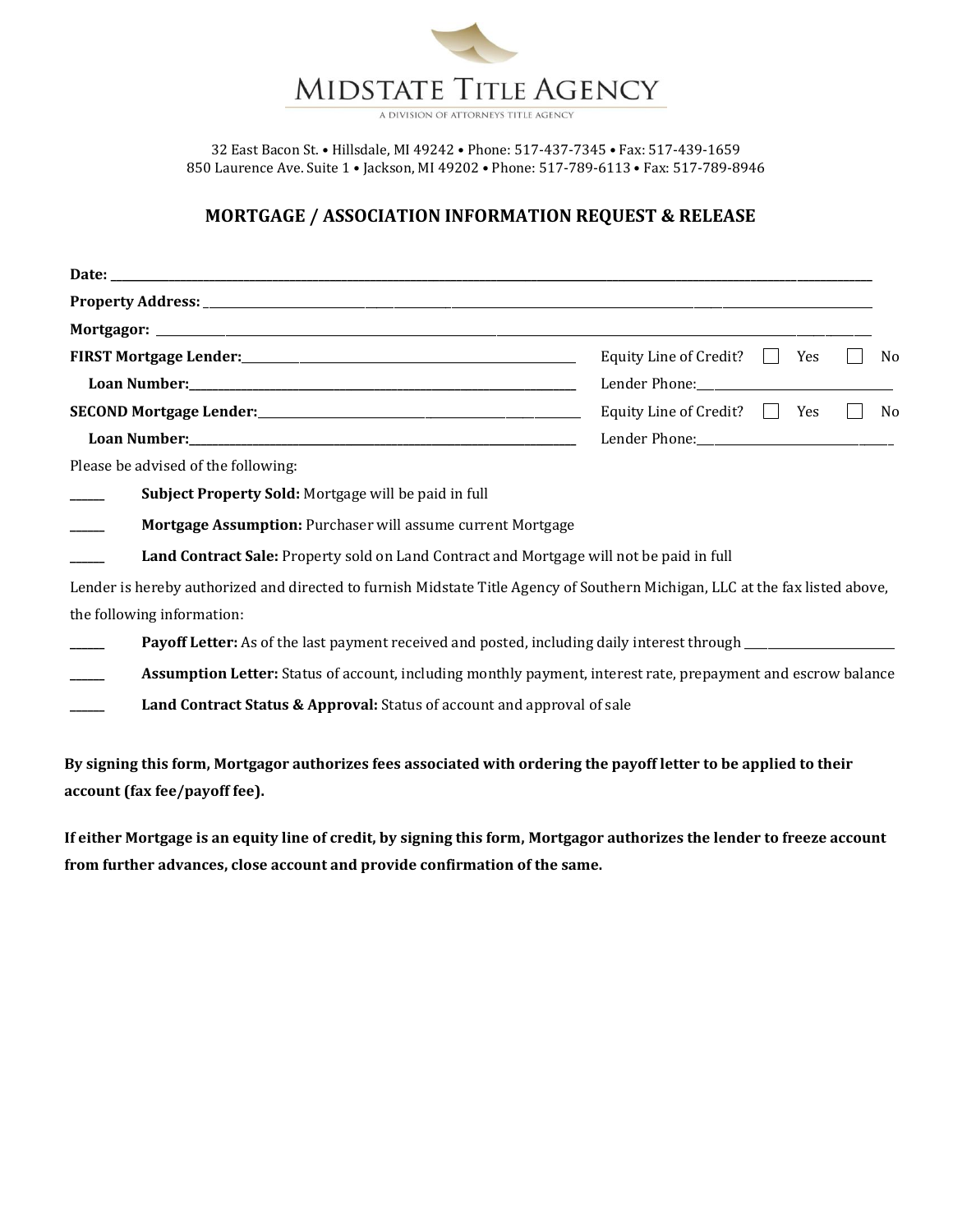MIDSTATE TITLE AGENCY

A DIVISION OF ATTORNEYS TITLE AGENCY

32 East Bacon St. • Hillsdale, MI 49242 • Phone: 517-437-7345 • Fax: 517-439-1659
850 Laurence Ave. Suite 1 • Jackson, MI 49202 • Phone: 517-789-6113 • Fax: 517-789-8946

## MORTGAGE / ASSOCIATION INFORMATION REQUEST & RELEASE

**Date:** ______________________________________________

**Property Address:** ______________________________________________

**Mortgagor:** ______________________________________________

**FIRST Mortgage Lender:**______________________________ Equity Line of Credit? ☐ Yes ☐ No

**Loan Number:**______________________________ Lender Phone:______________________

**SECOND Mortgage Lender:**______________________________ Equity Line of Credit? ☐ Yes ☐ No

**Loan Number:**______________________________ Lender Phone:______________________

Please be advised of the following:

______ **Subject Property Sold:** Mortgage will be paid in full

______ **Mortgage Assumption:** Purchaser will assume current Mortgage

______ **Land Contract Sale:** Property sold on Land Contract and Mortgage will not be paid in full

Lender is hereby authorized and directed to furnish Midstate Title Agency of Southern Michigan, LLC at the fax listed above, the following information:

______ **Payoff Letter:** As of the last payment received and posted, including daily interest through ______________

______ **Assumption Letter:** Status of account, including monthly payment, interest rate, prepayment and escrow balance

______ **Land Contract Status & Approval:** Status of account and approval of sale

**By signing this form, Mortgagor authorizes fees associated with ordering the payoff letter to be applied to their account (fax fee/payoff fee).**

**If either Mortgage is an equity line of credit, by signing this form, Mortgagor authorizes the lender to freeze account from further advances, close account and provide confirmation of the same.**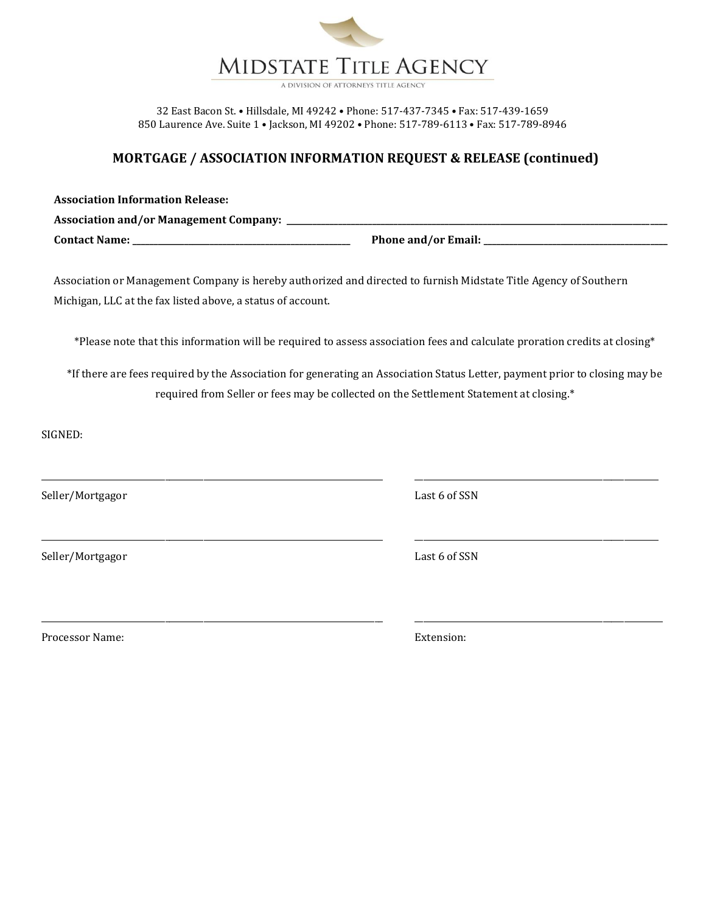# MIDSTATE TITLE AGENCY

A DIVISION OF ATTORNEYS TITLE AGENCY

32 East Bacon St. • Hillsdale, MI 49242 • Phone: 517-437-7345 • Fax: 517-439-1659
850 Laurence Ave. Suite 1 • Jackson, MI 49202 • Phone: 517-789-6113 • Fax: 517-789-8946

## MORTGAGE / ASSOCIATION INFORMATION REQUEST & RELEASE (continued)

**Association Information Release:**

**Association and/or Management Company:** ______________________________________________

**Contact Name:** ______________________________ **Phone and/or Email:** ______________________________

Association or Management Company is hereby authorized and directed to furnish Midstate Title Agency of Southern Michigan, LLC at the fax listed above, a status of account.

*Please note that this information will be required to assess association fees and calculate proration credits at closing*

*If there are fees required by the Association for generating an Association Status Letter, payment prior to closing may be required from Seller or fees may be collected on the Settlement Statement at closing.*

SIGNED:

______________________________________________ ______________________________

Seller/Mortgagor Last 6 of SSN

______________________________________________ ______________________________

Seller/Mortgagor Last 6 of SSN

______________________________________________ ______________________________

Processor Name: Extension: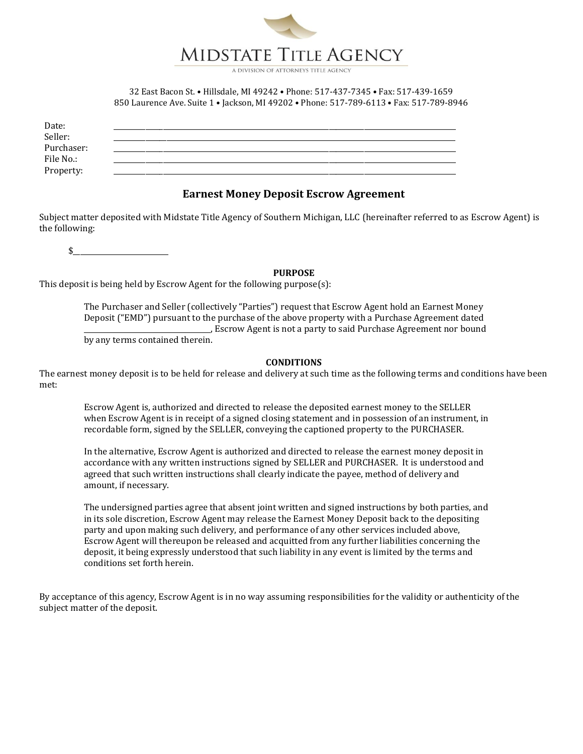# MIDSTATE TITLE AGENCY

A DIVISION OF ATTORNEYS TITLE AGENCY

32 East Bacon St. • Hillsdale, MI 49242 • Phone: 517-437-7345 • Fax: 517-439-1659
850 Laurence Ave. Suite 1 • Jackson, MI 49202 • Phone: 517-789-6113 • Fax: 517-789-8946

Date: ______________________________________________

Seller: ______________________________________________

Purchaser: ______________________________________________

File No.: ______________________________________________

Property: ______________________________________________

## Earnest Money Deposit Escrow Agreement

Subject matter deposited with Midstate Title Agency of Southern Michigan, LLC (hereinafter referred to as Escrow Agent) is the following:

$________________________

**PURPOSE**

This deposit is being held by Escrow Agent for the following purpose(s):

> The Purchaser and Seller (collectively "Parties") request that Escrow Agent hold an Earnest Money Deposit ("EMD") pursuant to the purchase of the above property with a Purchase Agreement dated ________________________________, Escrow Agent is not a party to said Purchase Agreement nor bound by any terms contained therein.

**CONDITIONS**

The earnest money deposit is to be held for release and delivery at such time as the following terms and conditions have been met:

> Escrow Agent is, authorized and directed to release the deposited earnest money to the SELLER when Escrow Agent is in receipt of a signed closing statement and in possession of an instrument, in recordable form, signed by the SELLER, conveying the captioned property to the PURCHASER.
>
> In the alternative, Escrow Agent is authorized and directed to release the earnest money deposit in accordance with any written instructions signed by SELLER and PURCHASER. It is understood and agreed that such written instructions shall clearly indicate the payee, method of delivery and amount, if necessary.
>
> The undersigned parties agree that absent joint written and signed instructions by both parties, and in its sole discretion, Escrow Agent may release the Earnest Money Deposit back to the depositing party and upon making such delivery, and performance of any other services included above, Escrow Agent will thereupon be released and acquitted from any further liabilities concerning the deposit, it being expressly understood that such liability in any event is limited by the terms and conditions set forth herein.

By acceptance of this agency, Escrow Agent is in no way assuming responsibilities for the validity or authenticity of the subject matter of the deposit.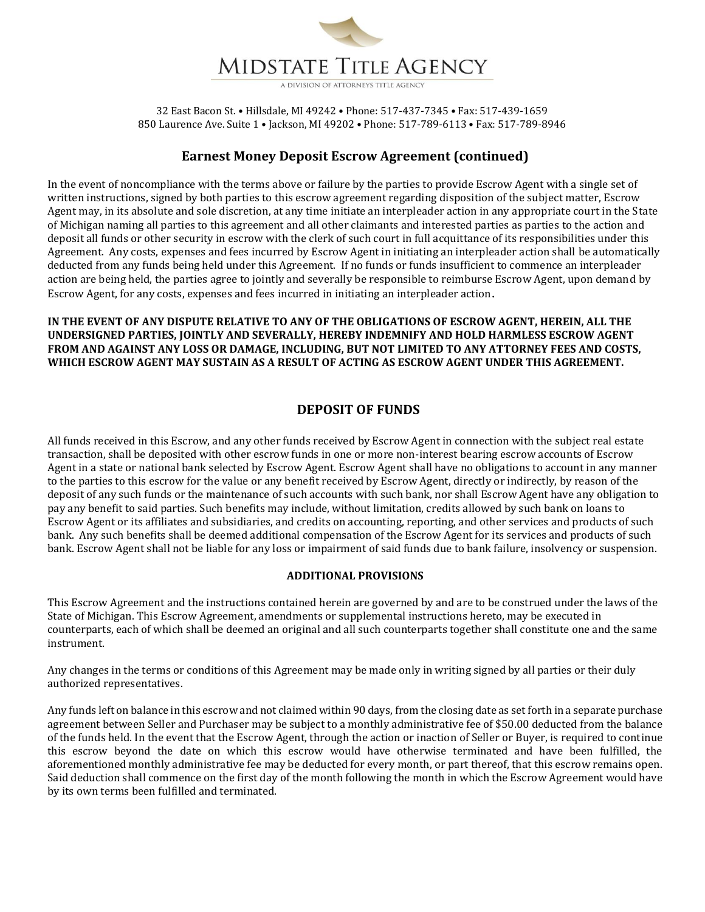# MIDSTATE TITLE AGENCY

A DIVISION OF ATTORNEYS TITLE AGENCY

32 East Bacon St. • Hillsdale, MI 49242 • Phone: 517-437-7345 • Fax: 517-439-1659
850 Laurence Ave. Suite 1 • Jackson, MI 49202 • Phone: 517-789-6113 • Fax: 517-789-8946

## Earnest Money Deposit Escrow Agreement (continued)

In the event of noncompliance with the terms above or failure by the parties to provide Escrow Agent with a single set of written instructions, signed by both parties to this escrow agreement regarding disposition of the subject matter, Escrow Agent may, in its absolute and sole discretion, at any time initiate an interpleader action in any appropriate court in the State of Michigan naming all parties to this agreement and all other claimants and interested parties as parties to the action and deposit all funds or other security in escrow with the clerk of such court in full acquittance of its responsibilities under this Agreement. Any costs, expenses and fees incurred by Escrow Agent in initiating an interpleader action shall be automatically deducted from any funds being held under this Agreement. If no funds or funds insufficient to commence an interpleader action are being held, the parties agree to jointly and severally be responsible to reimburse Escrow Agent, upon demand by Escrow Agent, for any costs, expenses and fees incurred in initiating an interpleader action.

**IN THE EVENT OF ANY DISPUTE RELATIVE TO ANY OF THE OBLIGATIONS OF ESCROW AGENT, HEREIN, ALL THE UNDERSIGNED PARTIES, JOINTLY AND SEVERALLY, HEREBY INDEMNIFY AND HOLD HARMLESS ESCROW AGENT FROM AND AGAINST ANY LOSS OR DAMAGE, INCLUDING, BUT NOT LIMITED TO ANY ATTORNEY FEES AND COSTS, WHICH ESCROW AGENT MAY SUSTAIN AS A RESULT OF ACTING AS ESCROW AGENT UNDER THIS AGREEMENT.**

## DEPOSIT OF FUNDS

All funds received in this Escrow, and any other funds received by Escrow Agent in connection with the subject real estate transaction, shall be deposited with other escrow funds in one or more non-interest bearing escrow accounts of Escrow Agent in a state or national bank selected by Escrow Agent. Escrow Agent shall have no obligations to account in any manner to the parties to this escrow for the value or any benefit received by Escrow Agent, directly or indirectly, by reason of the deposit of any such funds or the maintenance of such accounts with such bank, nor shall Escrow Agent have any obligation to pay any benefit to said parties. Such benefits may include, without limitation, credits allowed by such bank on loans to Escrow Agent or its affiliates and subsidiaries, and credits on accounting, reporting, and other services and products of such bank. Any such benefits shall be deemed additional compensation of the Escrow Agent for its services and products of such bank. Escrow Agent shall not be liable for any loss or impairment of said funds due to bank failure, insolvency or suspension.

### ADDITIONAL PROVISIONS

This Escrow Agreement and the instructions contained herein are governed by and are to be construed under the laws of the State of Michigan. This Escrow Agreement, amendments or supplemental instructions hereto, may be executed in counterparts, each of which shall be deemed an original and all such counterparts together shall constitute one and the same instrument.

Any changes in the terms or conditions of this Agreement may be made only in writing signed by all parties or their duly authorized representatives.

Any funds left on balance in this escrow and not claimed within 90 days, from the closing date as set forth in a separate purchase agreement between Seller and Purchaser may be subject to a monthly administrative fee of $50.00 deducted from the balance of the funds held. In the event that the Escrow Agent, through the action or inaction of Seller or Buyer, is required to continue this escrow beyond the date on which this escrow would have otherwise terminated and have been fulfilled, the aforementioned monthly administrative fee may be deducted for every month, or part thereof, that this escrow remains open. Said deduction shall commence on the first day of the month following the month in which the Escrow Agreement would have by its own terms been fulfilled and terminated.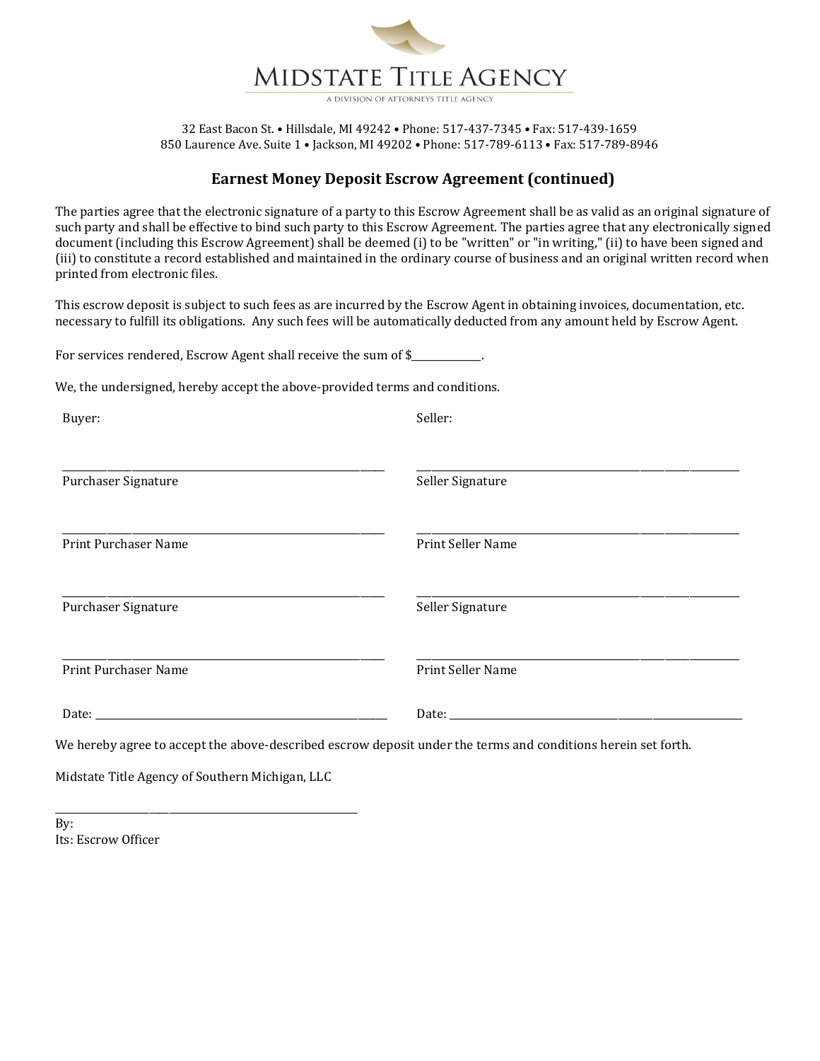MIDSTATE TITLE AGENCY

A DIVISION OF ATTORNEYS TITLE AGENCY

32 East Bacon St. • Hillsdale, MI 49242 • Phone: 517-437-7345 • Fax: 517-439-1659
850 Laurence Ave. Suite 1 • Jackson, MI 49202 • Phone: 517-789-6113 • Fax: 517-789-8946

## Earnest Money Deposit Escrow Agreement (continued)

The parties agree that the electronic signature of a party to this Escrow Agreement shall be as valid as an original signature of such party and shall be effective to bind such party to this Escrow Agreement. The parties agree that any electronically signed document (including this Escrow Agreement) shall be deemed (i) to be "written" or "in writing," (ii) to have been signed and (iii) to constitute a record established and maintained in the ordinary course of business and an original written record when printed from electronic files.

This escrow deposit is subject to such fees as are incurred by the Escrow Agent in obtaining invoices, documentation, etc. necessary to fulfill its obligations. Any such fees will be automatically deducted from any amount held by Escrow Agent.

For services rendered, Escrow Agent shall receive the sum of $_____________.

We, the undersigned, hereby accept the above-provided terms and conditions.

| | |
|---|---|
| Buyer: | Seller: |
| ______________________________ | ______________________________ |
| Purchaser Signature | Seller Signature |
| ______________________________ | ______________________________ |
| Print Purchaser Name | Print Seller Name |
| ______________________________ | ______________________________ |
| Purchaser Signature | Seller Signature |
| ______________________________ | ______________________________ |
| Print Purchaser Name | Print Seller Name |
| Date: __________________________ | Date: __________________________ |

We hereby agree to accept the above-described escrow deposit under the terms and conditions herein set forth.

Midstate Title Agency of Southern Michigan, LLC

______________________________
By:
Its: Escrow Officer